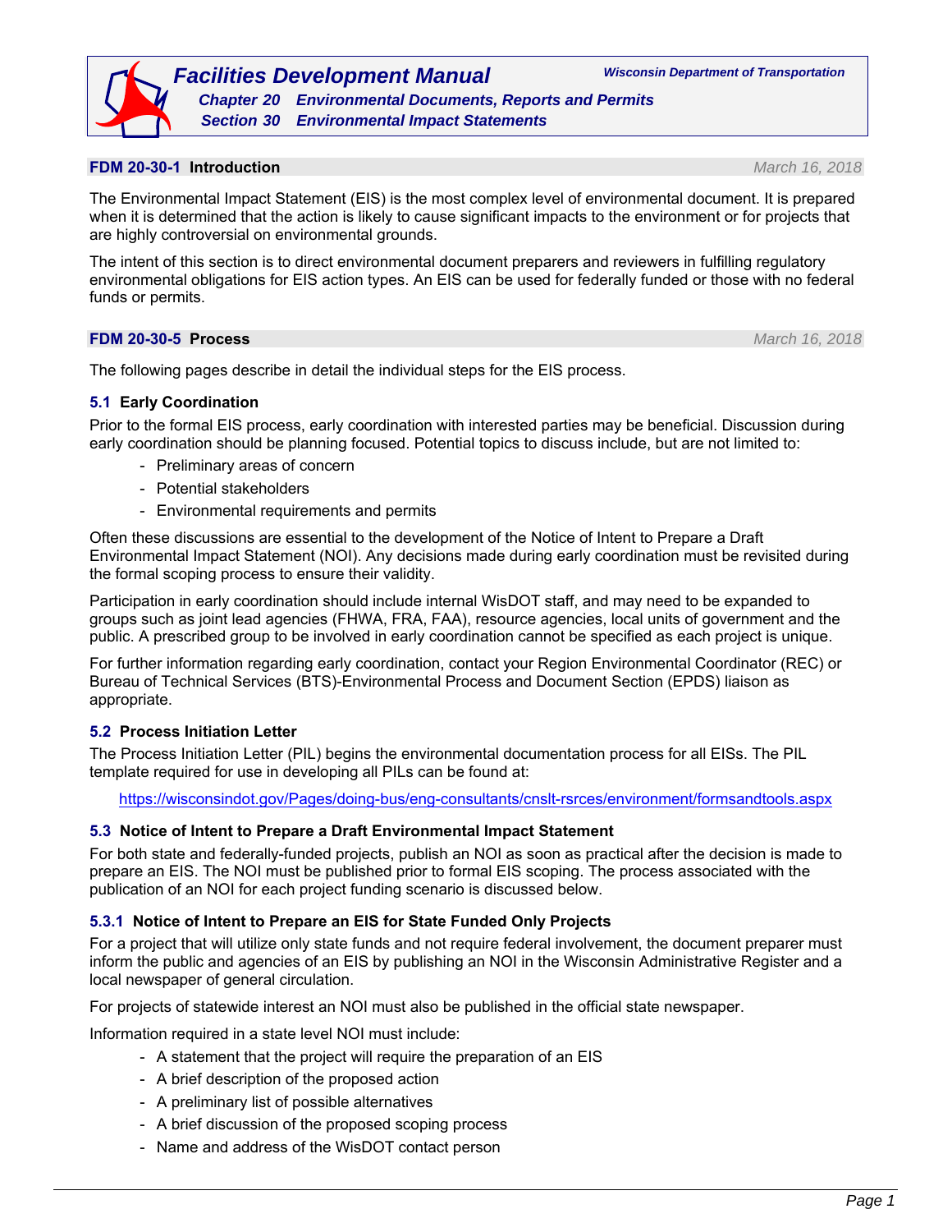# Facilities Development Manual

**Wisconsin Department of Transportation**

**Chapter 20 Environmental Documents, Reports and Permits**

**Section 30 Environmental Impact Statements**

## FDM 20-30-1 Introduction

*March 16, 2018*

The Environmental Impact Statement (EIS) is the most complex level of environmental document. It is prepared when it is determined that the action is likely to cause significant impacts to the environment or for projects that are highly controversial on environmental grounds.

The intent of this section is to direct environmental document preparers and reviewers in fulfilling regulatory environmental obligations for EIS action types. An EIS can be used for federally funded or those with no federal funds or permits.

## FDM 20-30-5 Process

*March 16, 2018*

The following pages describe in detail the individual steps for the EIS process.

### 5.1 Early Coordination

Prior to the formal EIS process, early coordination with interested parties may be beneficial. Discussion during early coordination should be planning focused. Potential topics to discuss include, but are not limited to:

- Preliminary areas of concern
- Potential stakeholders
- Environmental requirements and permits

Often these discussions are essential to the development of the Notice of Intent to Prepare a Draft Environmental Impact Statement (NOI). Any decisions made during early coordination must be revisited during the formal scoping process to ensure their validity.

Participation in early coordination should include internal WisDOT staff, and may need to be expanded to groups such as joint lead agencies (FHWA, FRA, FAA), resource agencies, local units of government and the public. A prescribed group to be involved in early coordination cannot be specified as each project is unique.

For further information regarding early coordination, contact your Region Environmental Coordinator (REC) or Bureau of Technical Services (BTS)-Environmental Process and Document Section (EPDS) liaison as appropriate.

### 5.2 Process Initiation Letter

The Process Initiation Letter (PIL) begins the environmental documentation process for all EISs. The PIL template required for use in developing all PILs can be found at:

https://wisconsindot.gov/Pages/doing-bus/eng-consultants/cnslt-rsrces/environment/formsandtools.aspx

### 5.3 Notice of Intent to Prepare a Draft Environmental Impact Statement

For both state and federally-funded projects, publish an NOI as soon as practical after the decision is made to prepare an EIS. The NOI must be published prior to formal EIS scoping. The process associated with the publication of an NOI for each project funding scenario is discussed below.

#### 5.3.1 Notice of Intent to Prepare an EIS for State Funded Only Projects

For a project that will utilize only state funds and not require federal involvement, the document preparer must inform the public and agencies of an EIS by publishing an NOI in the Wisconsin Administrative Register and a local newspaper of general circulation.

For projects of statewide interest an NOI must also be published in the official state newspaper.

Information required in a state level NOI must include:

- A statement that the project will require the preparation of an EIS
- A brief description of the proposed action
- A preliminary list of possible alternatives
- A brief discussion of the proposed scoping process
- Name and address of the WisDOT contact person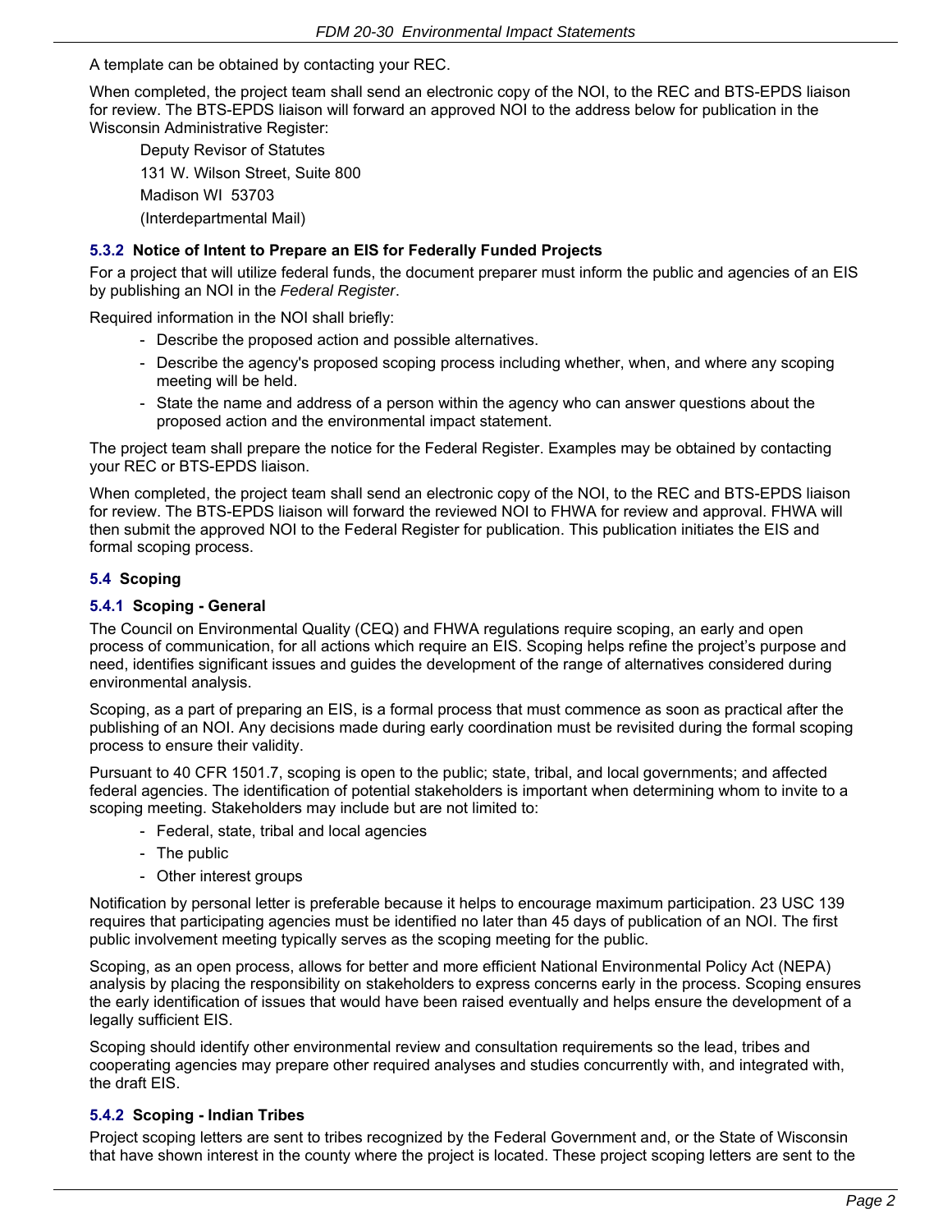A template can be obtained by contacting your REC.

When completed, the project team shall send an electronic copy of the NOI, to the REC and BTS-EPDS liaison for review. The BTS-EPDS liaison will forward an approved NOI to the address below for publication in the Wisconsin Administrative Register:

> Deputy Revisor of Statutes
>
> 131 W. Wilson Street, Suite 800
>
> Madison WI 53703
>
> (Interdepartmental Mail)

### 5.3.2 Notice of Intent to Prepare an EIS for Federally Funded Projects

For a project that will utilize federal funds, the document preparer must inform the public and agencies of an EIS by publishing an NOI in the *Federal Register*.

Required information in the NOI shall briefly:

- Describe the proposed action and possible alternatives.
- Describe the agency's proposed scoping process including whether, when, and where any scoping meeting will be held.
- State the name and address of a person within the agency who can answer questions about the proposed action and the environmental impact statement.

The project team shall prepare the notice for the Federal Register. Examples may be obtained by contacting your REC or BTS-EPDS liaison.

When completed, the project team shall send an electronic copy of the NOI, to the REC and BTS-EPDS liaison for review. The BTS-EPDS liaison will forward the reviewed NOI to FHWA for review and approval. FHWA will then submit the approved NOI to the Federal Register for publication. This publication initiates the EIS and formal scoping process.

## 5.4 Scoping

### 5.4.1 Scoping - General

The Council on Environmental Quality (CEQ) and FHWA regulations require scoping, an early and open process of communication, for all actions which require an EIS. Scoping helps refine the project's purpose and need, identifies significant issues and guides the development of the range of alternatives considered during environmental analysis.

Scoping, as a part of preparing an EIS, is a formal process that must commence as soon as practical after the publishing of an NOI. Any decisions made during early coordination must be revisited during the formal scoping process to ensure their validity.

Pursuant to 40 CFR 1501.7, scoping is open to the public; state, tribal, and local governments; and affected federal agencies. The identification of potential stakeholders is important when determining whom to invite to a scoping meeting. Stakeholders may include but are not limited to:

- Federal, state, tribal and local agencies
- The public
- Other interest groups

Notification by personal letter is preferable because it helps to encourage maximum participation. 23 USC 139 requires that participating agencies must be identified no later than 45 days of publication of an NOI. The first public involvement meeting typically serves as the scoping meeting for the public.

Scoping, as an open process, allows for better and more efficient National Environmental Policy Act (NEPA) analysis by placing the responsibility on stakeholders to express concerns early in the process. Scoping ensures the early identification of issues that would have been raised eventually and helps ensure the development of a legally sufficient EIS.

Scoping should identify other environmental review and consultation requirements so the lead, tribes and cooperating agencies may prepare other required analyses and studies concurrently with, and integrated with, the draft EIS.

### 5.4.2 Scoping - Indian Tribes

Project scoping letters are sent to tribes recognized by the Federal Government and, or the State of Wisconsin that have shown interest in the county where the project is located. These project scoping letters are sent to the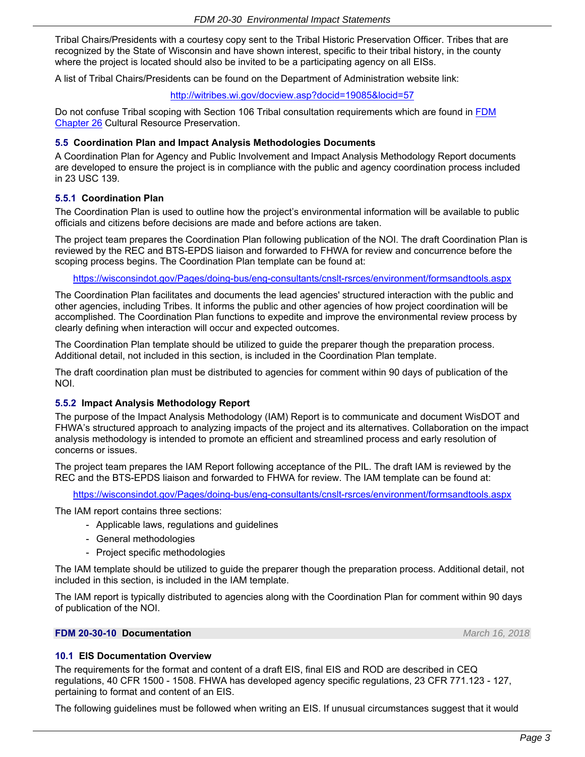Tribal Chairs/Presidents with a courtesy copy sent to the Tribal Historic Preservation Officer. Tribes that are recognized by the State of Wisconsin and have shown interest, specific to their tribal history, in the county where the project is located should also be invited to be a participating agency on all EISs.

A list of Tribal Chairs/Presidents can be found on the Department of Administration website link:

http://witribes.wi.gov/docview.asp?docid=19085&locid=57

Do not confuse Tribal scoping with Section 106 Tribal consultation requirements which are found in FDM Chapter 26 Cultural Resource Preservation.

### 5.5 Coordination Plan and Impact Analysis Methodologies Documents

A Coordination Plan for Agency and Public Involvement and Impact Analysis Methodology Report documents are developed to ensure the project is in compliance with the public and agency coordination process included in 23 USC 139.

#### 5.5.1 Coordination Plan

The Coordination Plan is used to outline how the project's environmental information will be available to public officials and citizens before decisions are made and before actions are taken.

The project team prepares the Coordination Plan following publication of the NOI. The draft Coordination Plan is reviewed by the REC and BTS-EPDS liaison and forwarded to FHWA for review and concurrence before the scoping process begins. The Coordination Plan template can be found at:

https://wisconsindot.gov/Pages/doing-bus/eng-consultants/cnslt-rsrces/environment/formsandtools.aspx

The Coordination Plan facilitates and documents the lead agencies' structured interaction with the public and other agencies, including Tribes. It informs the public and other agencies of how project coordination will be accomplished. The Coordination Plan functions to expedite and improve the environmental review process by clearly defining when interaction will occur and expected outcomes.

The Coordination Plan template should be utilized to guide the preparer though the preparation process. Additional detail, not included in this section, is included in the Coordination Plan template.

The draft coordination plan must be distributed to agencies for comment within 90 days of publication of the NOI.

#### 5.5.2 Impact Analysis Methodology Report

The purpose of the Impact Analysis Methodology (IAM) Report is to communicate and document WisDOT and FHWA's structured approach to analyzing impacts of the project and its alternatives. Collaboration on the impact analysis methodology is intended to promote an efficient and streamlined process and early resolution of concerns or issues.

The project team prepares the IAM Report following acceptance of the PIL. The draft IAM is reviewed by the REC and the BTS-EPDS liaison and forwarded to FHWA for review. The IAM template can be found at:

https://wisconsindot.gov/Pages/doing-bus/eng-consultants/cnslt-rsrces/environment/formsandtools.aspx

The IAM report contains three sections:

- Applicable laws, regulations and guidelines
- General methodologies
- Project specific methodologies

The IAM template should be utilized to guide the preparer though the preparation process. Additional detail, not included in this section, is included in the IAM template.

The IAM report is typically distributed to agencies along with the Coordination Plan for comment within 90 days of publication of the NOI.

## FDM 20-30-10 Documentation

*March 16, 2018*

### 10.1 EIS Documentation Overview

The requirements for the format and content of a draft EIS, final EIS and ROD are described in CEQ regulations, 40 CFR 1500 - 1508. FHWA has developed agency specific regulations, 23 CFR 771.123 - 127, pertaining to format and content of an EIS.

The following guidelines must be followed when writing an EIS. If unusual circumstances suggest that it would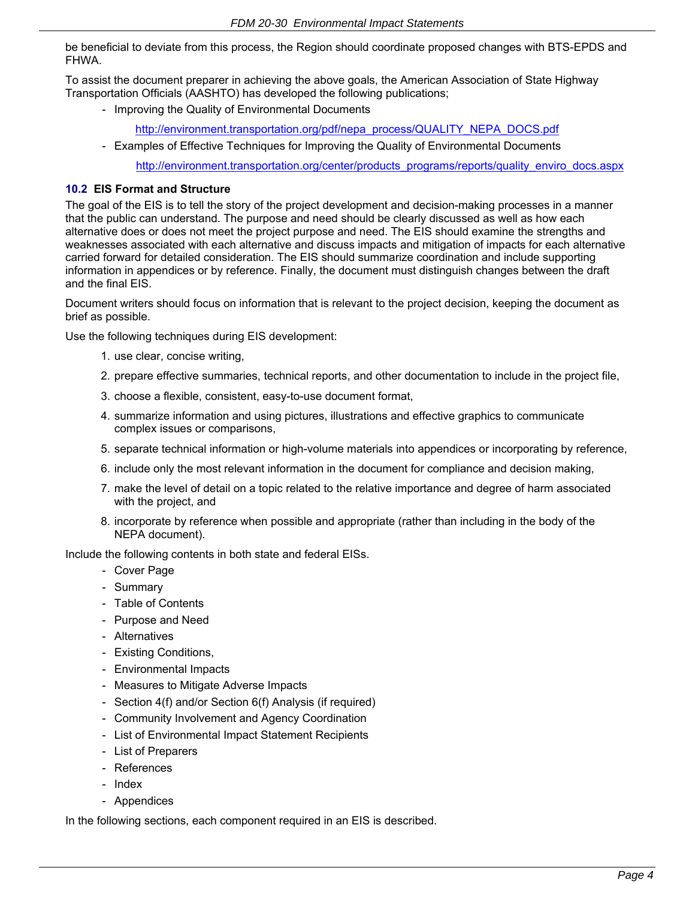be beneficial to deviate from this process, the Region should coordinate proposed changes with BTS-EPDS and FHWA.

To assist the document preparer in achieving the above goals, the American Association of State Highway Transportation Officials (AASHTO) has developed the following publications;

- Improving the Quality of Environmental Documents

  http://environment.transportation.org/pdf/nepa_process/QUALITY_NEPA_DOCS.pdf

- Examples of Effective Techniques for Improving the Quality of Environmental Documents

  http://environment.transportation.org/center/products_programs/reports/quality_enviro_docs.aspx

## 10.2 EIS Format and Structure

The goal of the EIS is to tell the story of the project development and decision-making processes in a manner that the public can understand. The purpose and need should be clearly discussed as well as how each alternative does or does not meet the project purpose and need. The EIS should examine the strengths and weaknesses associated with each alternative and discuss impacts and mitigation of impacts for each alternative carried forward for detailed consideration. The EIS should summarize coordination and include supporting information in appendices or by reference. Finally, the document must distinguish changes between the draft and the final EIS.

Document writers should focus on information that is relevant to the project decision, keeping the document as brief as possible.

Use the following techniques during EIS development:

1. use clear, concise writing,
2. prepare effective summaries, technical reports, and other documentation to include in the project file,
3. choose a flexible, consistent, easy-to-use document format,
4. summarize information and using pictures, illustrations and effective graphics to communicate complex issues or comparisons,
5. separate technical information or high-volume materials into appendices or incorporating by reference,
6. include only the most relevant information in the document for compliance and decision making,
7. make the level of detail on a topic related to the relative importance and degree of harm associated with the project, and
8. incorporate by reference when possible and appropriate (rather than including in the body of the NEPA document).

Include the following contents in both state and federal EISs.

- Cover Page
- Summary
- Table of Contents
- Purpose and Need
- Alternatives
- Existing Conditions,
- Environmental Impacts
- Measures to Mitigate Adverse Impacts
- Section 4(f) and/or Section 6(f) Analysis (if required)
- Community Involvement and Agency Coordination
- List of Environmental Impact Statement Recipients
- List of Preparers
- References
- Index
- Appendices

In the following sections, each component required in an EIS is described.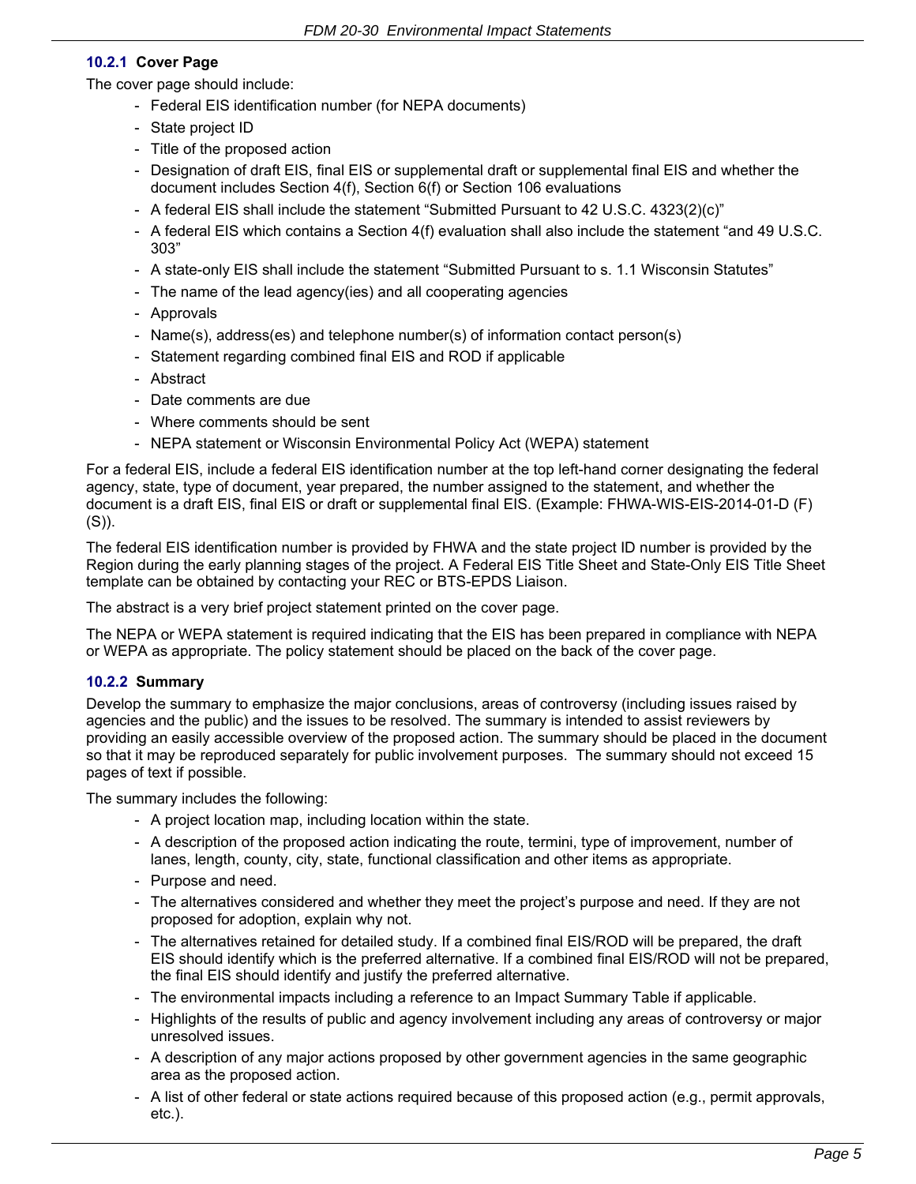### 10.2.1 Cover Page

The cover page should include:

- Federal EIS identification number (for NEPA documents)
- State project ID
- Title of the proposed action
- Designation of draft EIS, final EIS or supplemental draft or supplemental final EIS and whether the document includes Section 4(f), Section 6(f) or Section 106 evaluations
- A federal EIS shall include the statement "Submitted Pursuant to 42 U.S.C. 4323(2)(c)"
- A federal EIS which contains a Section 4(f) evaluation shall also include the statement "and 49 U.S.C. 303"
- A state-only EIS shall include the statement "Submitted Pursuant to s. 1.1 Wisconsin Statutes"
- The name of the lead agency(ies) and all cooperating agencies
- Approvals
- Name(s), address(es) and telephone number(s) of information contact person(s)
- Statement regarding combined final EIS and ROD if applicable
- Abstract
- Date comments are due
- Where comments should be sent
- NEPA statement or Wisconsin Environmental Policy Act (WEPA) statement

For a federal EIS, include a federal EIS identification number at the top left-hand corner designating the federal agency, state, type of document, year prepared, the number assigned to the statement, and whether the document is a draft EIS, final EIS or draft or supplemental final EIS. (Example: FHWA-WIS-EIS-2014-01-D (F) (S)).

The federal EIS identification number is provided by FHWA and the state project ID number is provided by the Region during the early planning stages of the project. A Federal EIS Title Sheet and State-Only EIS Title Sheet template can be obtained by contacting your REC or BTS-EPDS Liaison.

The abstract is a very brief project statement printed on the cover page.

The NEPA or WEPA statement is required indicating that the EIS has been prepared in compliance with NEPA or WEPA as appropriate. The policy statement should be placed on the back of the cover page.

### 10.2.2 Summary

Develop the summary to emphasize the major conclusions, areas of controversy (including issues raised by agencies and the public) and the issues to be resolved. The summary is intended to assist reviewers by providing an easily accessible overview of the proposed action. The summary should be placed in the document so that it may be reproduced separately for public involvement purposes. The summary should not exceed 15 pages of text if possible.

The summary includes the following:

- A project location map, including location within the state.
- A description of the proposed action indicating the route, termini, type of improvement, number of lanes, length, county, city, state, functional classification and other items as appropriate.
- Purpose and need.
- The alternatives considered and whether they meet the project's purpose and need. If they are not proposed for adoption, explain why not.
- The alternatives retained for detailed study. If a combined final EIS/ROD will be prepared, the draft EIS should identify which is the preferred alternative. If a combined final EIS/ROD will not be prepared, the final EIS should identify and justify the preferred alternative.
- The environmental impacts including a reference to an Impact Summary Table if applicable.
- Highlights of the results of public and agency involvement including any areas of controversy or major unresolved issues.
- A description of any major actions proposed by other government agencies in the same geographic area as the proposed action.
- A list of other federal or state actions required because of this proposed action (e.g., permit approvals, etc.).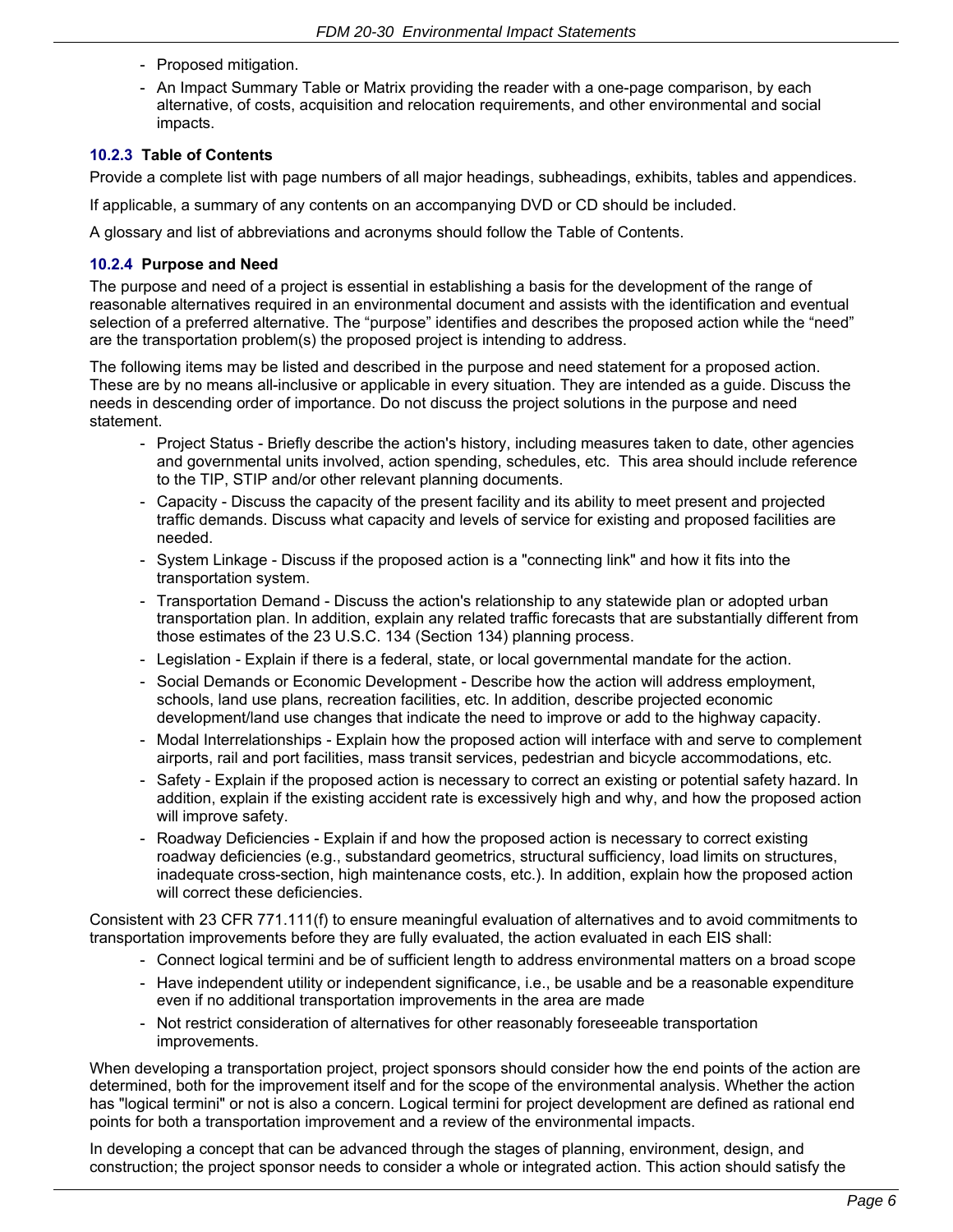- Proposed mitigation.
- An Impact Summary Table or Matrix providing the reader with a one-page comparison, by each alternative, of costs, acquisition and relocation requirements, and other environmental and social impacts.

### 10.2.3 Table of Contents

Provide a complete list with page numbers of all major headings, subheadings, exhibits, tables and appendices.

If applicable, a summary of any contents on an accompanying DVD or CD should be included.

A glossary and list of abbreviations and acronyms should follow the Table of Contents.

### 10.2.4 Purpose and Need

The purpose and need of a project is essential in establishing a basis for the development of the range of reasonable alternatives required in an environmental document and assists with the identification and eventual selection of a preferred alternative. The "purpose" identifies and describes the proposed action while the "need" are the transportation problem(s) the proposed project is intending to address.

The following items may be listed and described in the purpose and need statement for a proposed action. These are by no means all-inclusive or applicable in every situation. They are intended as a guide. Discuss the needs in descending order of importance. Do not discuss the project solutions in the purpose and need statement.

- Project Status - Briefly describe the action's history, including measures taken to date, other agencies and governmental units involved, action spending, schedules, etc. This area should include reference to the TIP, STIP and/or other relevant planning documents.
- Capacity - Discuss the capacity of the present facility and its ability to meet present and projected traffic demands. Discuss what capacity and levels of service for existing and proposed facilities are needed.
- System Linkage - Discuss if the proposed action is a "connecting link" and how it fits into the transportation system.
- Transportation Demand - Discuss the action's relationship to any statewide plan or adopted urban transportation plan. In addition, explain any related traffic forecasts that are substantially different from those estimates of the 23 U.S.C. 134 (Section 134) planning process.
- Legislation - Explain if there is a federal, state, or local governmental mandate for the action.
- Social Demands or Economic Development - Describe how the action will address employment, schools, land use plans, recreation facilities, etc. In addition, describe projected economic development/land use changes that indicate the need to improve or add to the highway capacity.
- Modal Interrelationships - Explain how the proposed action will interface with and serve to complement airports, rail and port facilities, mass transit services, pedestrian and bicycle accommodations, etc.
- Safety - Explain if the proposed action is necessary to correct an existing or potential safety hazard. In addition, explain if the existing accident rate is excessively high and why, and how the proposed action will improve safety.
- Roadway Deficiencies - Explain if and how the proposed action is necessary to correct existing roadway deficiencies (e.g., substandard geometrics, structural sufficiency, load limits on structures, inadequate cross-section, high maintenance costs, etc.). In addition, explain how the proposed action will correct these deficiencies.

Consistent with 23 CFR 771.111(f) to ensure meaningful evaluation of alternatives and to avoid commitments to transportation improvements before they are fully evaluated, the action evaluated in each EIS shall:

- Connect logical termini and be of sufficient length to address environmental matters on a broad scope
- Have independent utility or independent significance, i.e., be usable and be a reasonable expenditure even if no additional transportation improvements in the area are made
- Not restrict consideration of alternatives for other reasonably foreseeable transportation improvements.

When developing a transportation project, project sponsors should consider how the end points of the action are determined, both for the improvement itself and for the scope of the environmental analysis. Whether the action has "logical termini" or not is also a concern. Logical termini for project development are defined as rational end points for both a transportation improvement and a review of the environmental impacts.

In developing a concept that can be advanced through the stages of planning, environment, design, and construction; the project sponsor needs to consider a whole or integrated action. This action should satisfy the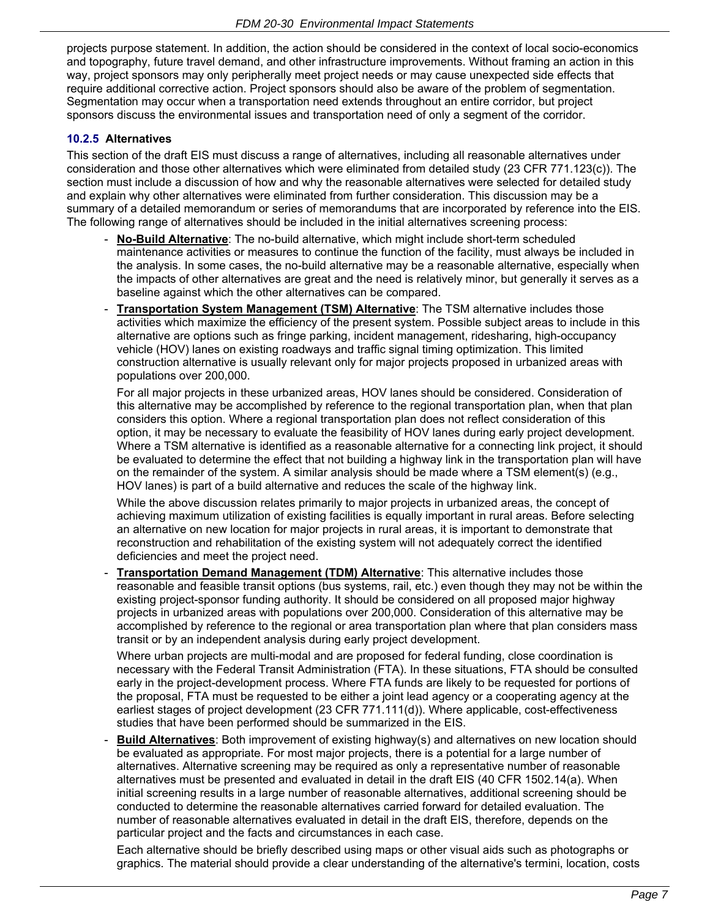projects purpose statement. In addition, the action should be considered in the context of local socio-economics and topography, future travel demand, and other infrastructure improvements. Without framing an action in this way, project sponsors may only peripherally meet project needs or may cause unexpected side effects that require additional corrective action. Project sponsors should also be aware of the problem of segmentation. Segmentation may occur when a transportation need extends throughout an entire corridor, but project sponsors discuss the environmental issues and transportation need of only a segment of the corridor.

### 10.2.5 Alternatives

This section of the draft EIS must discuss a range of alternatives, including all reasonable alternatives under consideration and those other alternatives which were eliminated from detailed study (23 CFR 771.123(c)). The section must include a discussion of how and why the reasonable alternatives were selected for detailed study and explain why other alternatives were eliminated from further consideration. This discussion may be a summary of a detailed memorandum or series of memorandums that are incorporated by reference into the EIS. The following range of alternatives should be included in the initial alternatives screening process:

- **No-Build Alternative**: The no-build alternative, which might include short-term scheduled maintenance activities or measures to continue the function of the facility, must always be included in the analysis. In some cases, the no-build alternative may be a reasonable alternative, especially when the impacts of other alternatives are great and the need is relatively minor, but generally it serves as a baseline against which the other alternatives can be compared.
- **Transportation System Management (TSM) Alternative**: The TSM alternative includes those activities which maximize the efficiency of the present system. Possible subject areas to include in this alternative are options such as fringe parking, incident management, ridesharing, high-occupancy vehicle (HOV) lanes on existing roadways and traffic signal timing optimization. This limited construction alternative is usually relevant only for major projects proposed in urbanized areas with populations over 200,000.

  For all major projects in these urbanized areas, HOV lanes should be considered. Consideration of this alternative may be accomplished by reference to the regional transportation plan, when that plan considers this option. Where a regional transportation plan does not reflect consideration of this option, it may be necessary to evaluate the feasibility of HOV lanes during early project development. Where a TSM alternative is identified as a reasonable alternative for a connecting link project, it should be evaluated to determine the effect that not building a highway link in the transportation plan will have on the remainder of the system. A similar analysis should be made where a TSM element(s) (e.g., HOV lanes) is part of a build alternative and reduces the scale of the highway link.

  While the above discussion relates primarily to major projects in urbanized areas, the concept of achieving maximum utilization of existing facilities is equally important in rural areas. Before selecting an alternative on new location for major projects in rural areas, it is important to demonstrate that reconstruction and rehabilitation of the existing system will not adequately correct the identified deficiencies and meet the project need.
- **Transportation Demand Management (TDM) Alternative**: This alternative includes those reasonable and feasible transit options (bus systems, rail, etc.) even though they may not be within the existing project-sponsor funding authority. It should be considered on all proposed major highway projects in urbanized areas with populations over 200,000. Consideration of this alternative may be accomplished by reference to the regional or area transportation plan where that plan considers mass transit or by an independent analysis during early project development.

  Where urban projects are multi-modal and are proposed for federal funding, close coordination is necessary with the Federal Transit Administration (FTA). In these situations, FTA should be consulted early in the project-development process. Where FTA funds are likely to be requested for portions of the proposal, FTA must be requested to be either a joint lead agency or a cooperating agency at the earliest stages of project development (23 CFR 771.111(d)). Where applicable, cost-effectiveness studies that have been performed should be summarized in the EIS.
- **Build Alternatives**: Both improvement of existing highway(s) and alternatives on new location should be evaluated as appropriate. For most major projects, there is a potential for a large number of alternatives. Alternative screening may be required as only a representative number of reasonable alternatives must be presented and evaluated in detail in the draft EIS (40 CFR 1502.14(a). When initial screening results in a large number of reasonable alternatives, additional screening should be conducted to determine the reasonable alternatives carried forward for detailed evaluation. The number of reasonable alternatives evaluated in detail in the draft EIS, therefore, depends on the particular project and the facts and circumstances in each case.

  Each alternative should be briefly described using maps or other visual aids such as photographs or graphics. The material should provide a clear understanding of the alternative's termini, location, costs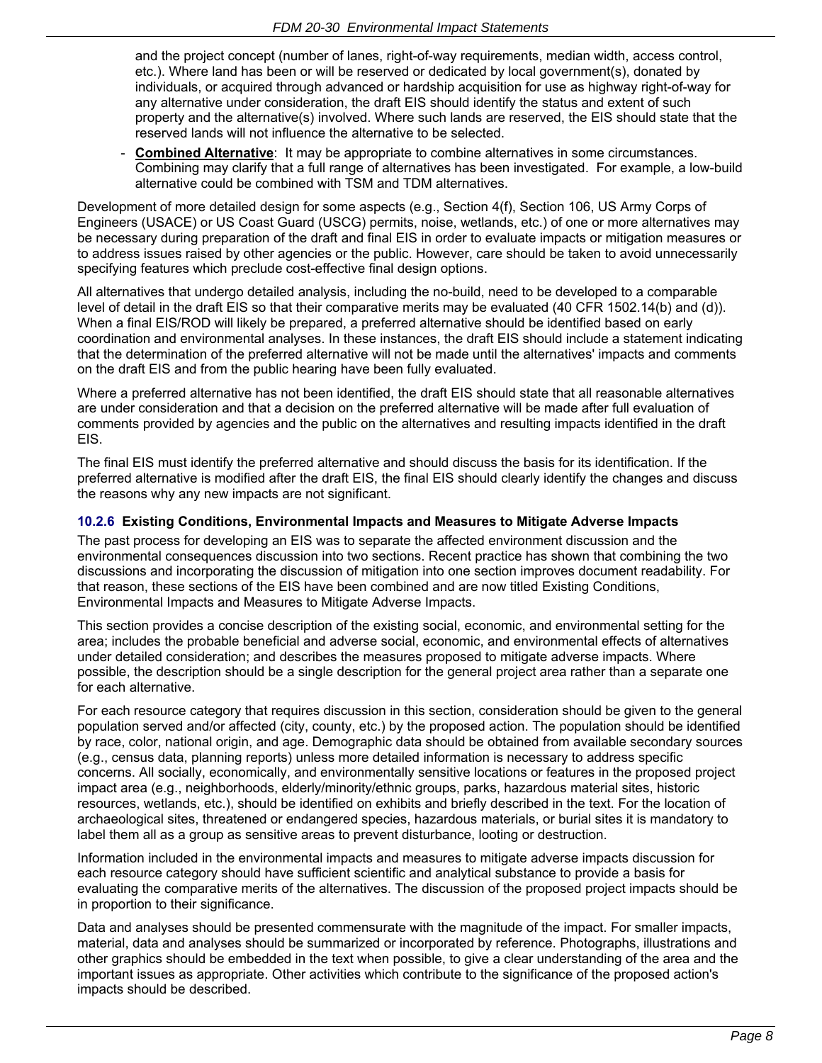and the project concept (number of lanes, right-of-way requirements, median width, access control, etc.). Where land has been or will be reserved or dedicated by local government(s), donated by individuals, or acquired through advanced or hardship acquisition for use as highway right-of-way for any alternative under consideration, the draft EIS should identify the status and extent of such property and the alternative(s) involved. Where such lands are reserved, the EIS should state that the reserved lands will not influence the alternative to be selected.

- **Combined Alternative**: It may be appropriate to combine alternatives in some circumstances. Combining may clarify that a full range of alternatives has been investigated. For example, a low-build alternative could be combined with TSM and TDM alternatives.

Development of more detailed design for some aspects (e.g., Section 4(f), Section 106, US Army Corps of Engineers (USACE) or US Coast Guard (USCG) permits, noise, wetlands, etc.) of one or more alternatives may be necessary during preparation of the draft and final EIS in order to evaluate impacts or mitigation measures or to address issues raised by other agencies or the public. However, care should be taken to avoid unnecessarily specifying features which preclude cost-effective final design options.

All alternatives that undergo detailed analysis, including the no-build, need to be developed to a comparable level of detail in the draft EIS so that their comparative merits may be evaluated (40 CFR 1502.14(b) and (d)). When a final EIS/ROD will likely be prepared, a preferred alternative should be identified based on early coordination and environmental analyses. In these instances, the draft EIS should include a statement indicating that the determination of the preferred alternative will not be made until the alternatives' impacts and comments on the draft EIS and from the public hearing have been fully evaluated.

Where a preferred alternative has not been identified, the draft EIS should state that all reasonable alternatives are under consideration and that a decision on the preferred alternative will be made after full evaluation of comments provided by agencies and the public on the alternatives and resulting impacts identified in the draft EIS.

The final EIS must identify the preferred alternative and should discuss the basis for its identification. If the preferred alternative is modified after the draft EIS, the final EIS should clearly identify the changes and discuss the reasons why any new impacts are not significant.

### 10.2.6 Existing Conditions, Environmental Impacts and Measures to Mitigate Adverse Impacts

The past process for developing an EIS was to separate the affected environment discussion and the environmental consequences discussion into two sections. Recent practice has shown that combining the two discussions and incorporating the discussion of mitigation into one section improves document readability. For that reason, these sections of the EIS have been combined and are now titled Existing Conditions, Environmental Impacts and Measures to Mitigate Adverse Impacts.

This section provides a concise description of the existing social, economic, and environmental setting for the area; includes the probable beneficial and adverse social, economic, and environmental effects of alternatives under detailed consideration; and describes the measures proposed to mitigate adverse impacts. Where possible, the description should be a single description for the general project area rather than a separate one for each alternative.

For each resource category that requires discussion in this section, consideration should be given to the general population served and/or affected (city, county, etc.) by the proposed action. The population should be identified by race, color, national origin, and age. Demographic data should be obtained from available secondary sources (e.g., census data, planning reports) unless more detailed information is necessary to address specific concerns. All socially, economically, and environmentally sensitive locations or features in the proposed project impact area (e.g., neighborhoods, elderly/minority/ethnic groups, parks, hazardous material sites, historic resources, wetlands, etc.), should be identified on exhibits and briefly described in the text. For the location of archaeological sites, threatened or endangered species, hazardous materials, or burial sites it is mandatory to label them all as a group as sensitive areas to prevent disturbance, looting or destruction.

Information included in the environmental impacts and measures to mitigate adverse impacts discussion for each resource category should have sufficient scientific and analytical substance to provide a basis for evaluating the comparative merits of the alternatives. The discussion of the proposed project impacts should be in proportion to their significance.

Data and analyses should be presented commensurate with the magnitude of the impact. For smaller impacts, material, data and analyses should be summarized or incorporated by reference. Photographs, illustrations and other graphics should be embedded in the text when possible, to give a clear understanding of the area and the important issues as appropriate. Other activities which contribute to the significance of the proposed action's impacts should be described.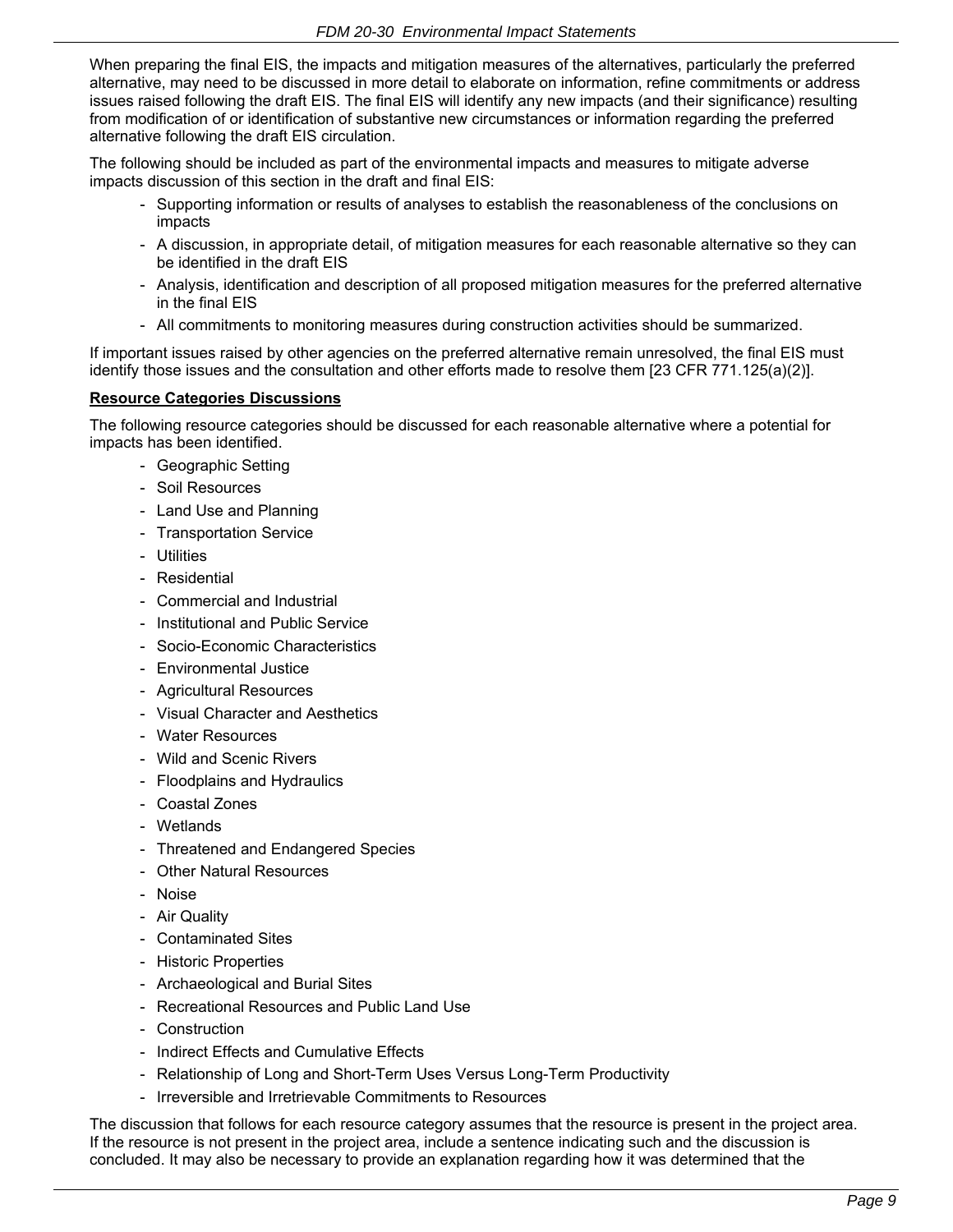When preparing the final EIS, the impacts and mitigation measures of the alternatives, particularly the preferred alternative, may need to be discussed in more detail to elaborate on information, refine commitments or address issues raised following the draft EIS. The final EIS will identify any new impacts (and their significance) resulting from modification of or identification of substantive new circumstances or information regarding the preferred alternative following the draft EIS circulation.

The following should be included as part of the environmental impacts and measures to mitigate adverse impacts discussion of this section in the draft and final EIS:

- Supporting information or results of analyses to establish the reasonableness of the conclusions on impacts
- A discussion, in appropriate detail, of mitigation measures for each reasonable alternative so they can be identified in the draft EIS
- Analysis, identification and description of all proposed mitigation measures for the preferred alternative in the final EIS
- All commitments to monitoring measures during construction activities should be summarized.

If important issues raised by other agencies on the preferred alternative remain unresolved, the final EIS must identify those issues and the consultation and other efforts made to resolve them [23 CFR 771.125(a)(2)].

**Resource Categories Discussions**

The following resource categories should be discussed for each reasonable alternative where a potential for impacts has been identified.

- Geographic Setting
- Soil Resources
- Land Use and Planning
- Transportation Service
- Utilities
- Residential
- Commercial and Industrial
- Institutional and Public Service
- Socio-Economic Characteristics
- Environmental Justice
- Agricultural Resources
- Visual Character and Aesthetics
- Water Resources
- Wild and Scenic Rivers
- Floodplains and Hydraulics
- Coastal Zones
- Wetlands
- Threatened and Endangered Species
- Other Natural Resources
- Noise
- Air Quality
- Contaminated Sites
- Historic Properties
- Archaeological and Burial Sites
- Recreational Resources and Public Land Use
- Construction
- Indirect Effects and Cumulative Effects
- Relationship of Long and Short-Term Uses Versus Long-Term Productivity
- Irreversible and Irretrievable Commitments to Resources

The discussion that follows for each resource category assumes that the resource is present in the project area. If the resource is not present in the project area, include a sentence indicating such and the discussion is concluded. It may also be necessary to provide an explanation regarding how it was determined that the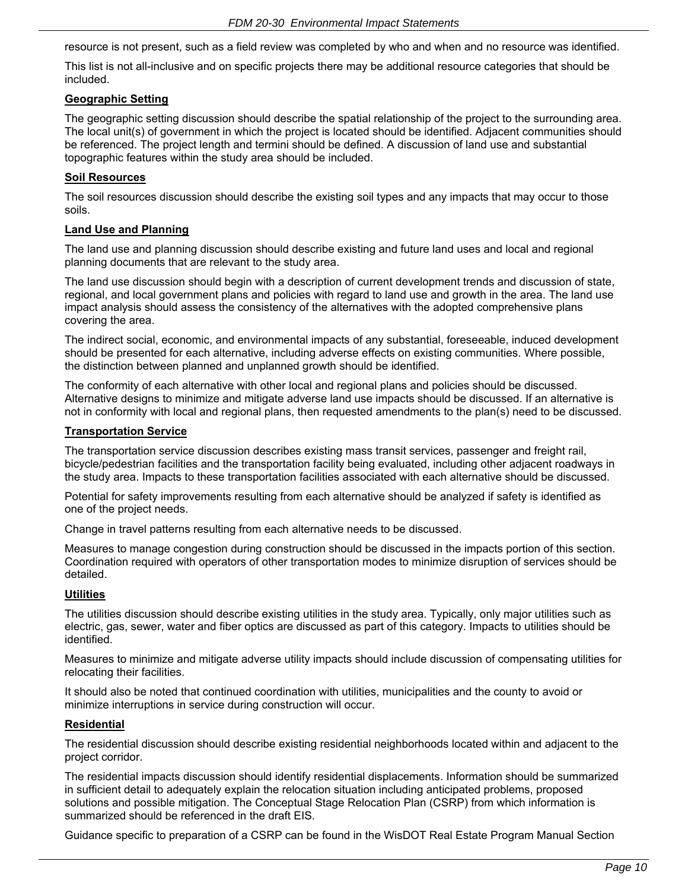resource is not present, such as a field review was completed by who and when and no resource was identified.

This list is not all-inclusive and on specific projects there may be additional resource categories that should be included.

**Geographic Setting**

The geographic setting discussion should describe the spatial relationship of the project to the surrounding area. The local unit(s) of government in which the project is located should be identified. Adjacent communities should be referenced. The project length and termini should be defined. A discussion of land use and substantial topographic features within the study area should be included.

**Soil Resources**

The soil resources discussion should describe the existing soil types and any impacts that may occur to those soils.

**Land Use and Planning**

The land use and planning discussion should describe existing and future land uses and local and regional planning documents that are relevant to the study area.

The land use discussion should begin with a description of current development trends and discussion of state, regional, and local government plans and policies with regard to land use and growth in the area. The land use impact analysis should assess the consistency of the alternatives with the adopted comprehensive plans covering the area.

The indirect social, economic, and environmental impacts of any substantial, foreseeable, induced development should be presented for each alternative, including adverse effects on existing communities. Where possible, the distinction between planned and unplanned growth should be identified.

The conformity of each alternative with other local and regional plans and policies should be discussed. Alternative designs to minimize and mitigate adverse land use impacts should be discussed. If an alternative is not in conformity with local and regional plans, then requested amendments to the plan(s) need to be discussed.

**Transportation Service**

The transportation service discussion describes existing mass transit services, passenger and freight rail, bicycle/pedestrian facilities and the transportation facility being evaluated, including other adjacent roadways in the study area. Impacts to these transportation facilities associated with each alternative should be discussed.

Potential for safety improvements resulting from each alternative should be analyzed if safety is identified as one of the project needs.

Change in travel patterns resulting from each alternative needs to be discussed.

Measures to manage congestion during construction should be discussed in the impacts portion of this section. Coordination required with operators of other transportation modes to minimize disruption of services should be detailed.

**Utilities**

The utilities discussion should describe existing utilities in the study area. Typically, only major utilities such as electric, gas, sewer, water and fiber optics are discussed as part of this category. Impacts to utilities should be identified.

Measures to minimize and mitigate adverse utility impacts should include discussion of compensating utilities for relocating their facilities.

It should also be noted that continued coordination with utilities, municipalities and the county to avoid or minimize interruptions in service during construction will occur.

**Residential**

The residential discussion should describe existing residential neighborhoods located within and adjacent to the project corridor.

The residential impacts discussion should identify residential displacements. Information should be summarized in sufficient detail to adequately explain the relocation situation including anticipated problems, proposed solutions and possible mitigation. The Conceptual Stage Relocation Plan (CSRP) from which information is summarized should be referenced in the draft EIS.

Guidance specific to preparation of a CSRP can be found in the WisDOT Real Estate Program Manual Section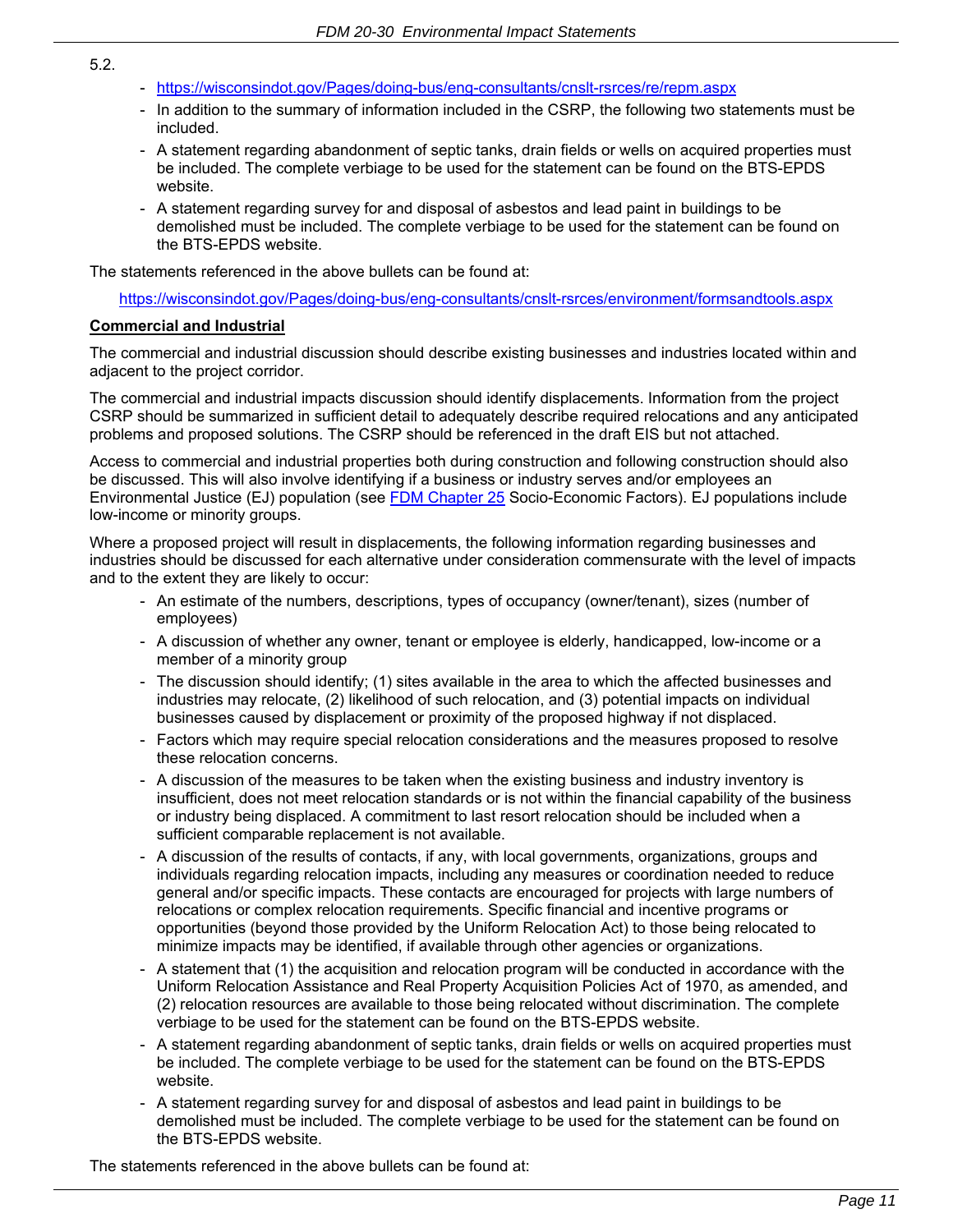5.2.

- https://wisconsindot.gov/Pages/doing-bus/eng-consultants/cnslt-rsrces/re/repm.aspx
- In addition to the summary of information included in the CSRP, the following two statements must be included.
- A statement regarding abandonment of septic tanks, drain fields or wells on acquired properties must be included. The complete verbiage to be used for the statement can be found on the BTS-EPDS website.
- A statement regarding survey for and disposal of asbestos and lead paint in buildings to be demolished must be included. The complete verbiage to be used for the statement can be found on the BTS-EPDS website.

The statements referenced in the above bullets can be found at:

https://wisconsindot.gov/Pages/doing-bus/eng-consultants/cnslt-rsrces/environment/formsandtools.aspx

**Commercial and Industrial**

The commercial and industrial discussion should describe existing businesses and industries located within and adjacent to the project corridor.

The commercial and industrial impacts discussion should identify displacements. Information from the project CSRP should be summarized in sufficient detail to adequately describe required relocations and any anticipated problems and proposed solutions. The CSRP should be referenced in the draft EIS but not attached.

Access to commercial and industrial properties both during construction and following construction should also be discussed. This will also involve identifying if a business or industry serves and/or employees an Environmental Justice (EJ) population (see FDM Chapter 25 Socio-Economic Factors). EJ populations include low-income or minority groups.

Where a proposed project will result in displacements, the following information regarding businesses and industries should be discussed for each alternative under consideration commensurate with the level of impacts and to the extent they are likely to occur:

- An estimate of the numbers, descriptions, types of occupancy (owner/tenant), sizes (number of employees)
- A discussion of whether any owner, tenant or employee is elderly, handicapped, low-income or a member of a minority group
- The discussion should identify; (1) sites available in the area to which the affected businesses and industries may relocate, (2) likelihood of such relocation, and (3) potential impacts on individual businesses caused by displacement or proximity of the proposed highway if not displaced.
- Factors which may require special relocation considerations and the measures proposed to resolve these relocation concerns.
- A discussion of the measures to be taken when the existing business and industry inventory is insufficient, does not meet relocation standards or is not within the financial capability of the business or industry being displaced. A commitment to last resort relocation should be included when a sufficient comparable replacement is not available.
- A discussion of the results of contacts, if any, with local governments, organizations, groups and individuals regarding relocation impacts, including any measures or coordination needed to reduce general and/or specific impacts. These contacts are encouraged for projects with large numbers of relocations or complex relocation requirements. Specific financial and incentive programs or opportunities (beyond those provided by the Uniform Relocation Act) to those being relocated to minimize impacts may be identified, if available through other agencies or organizations.
- A statement that (1) the acquisition and relocation program will be conducted in accordance with the Uniform Relocation Assistance and Real Property Acquisition Policies Act of 1970, as amended, and (2) relocation resources are available to those being relocated without discrimination. The complete verbiage to be used for the statement can be found on the BTS-EPDS website.
- A statement regarding abandonment of septic tanks, drain fields or wells on acquired properties must be included. The complete verbiage to be used for the statement can be found on the BTS-EPDS website.
- A statement regarding survey for and disposal of asbestos and lead paint in buildings to be demolished must be included. The complete verbiage to be used for the statement can be found on the BTS-EPDS website.

The statements referenced in the above bullets can be found at: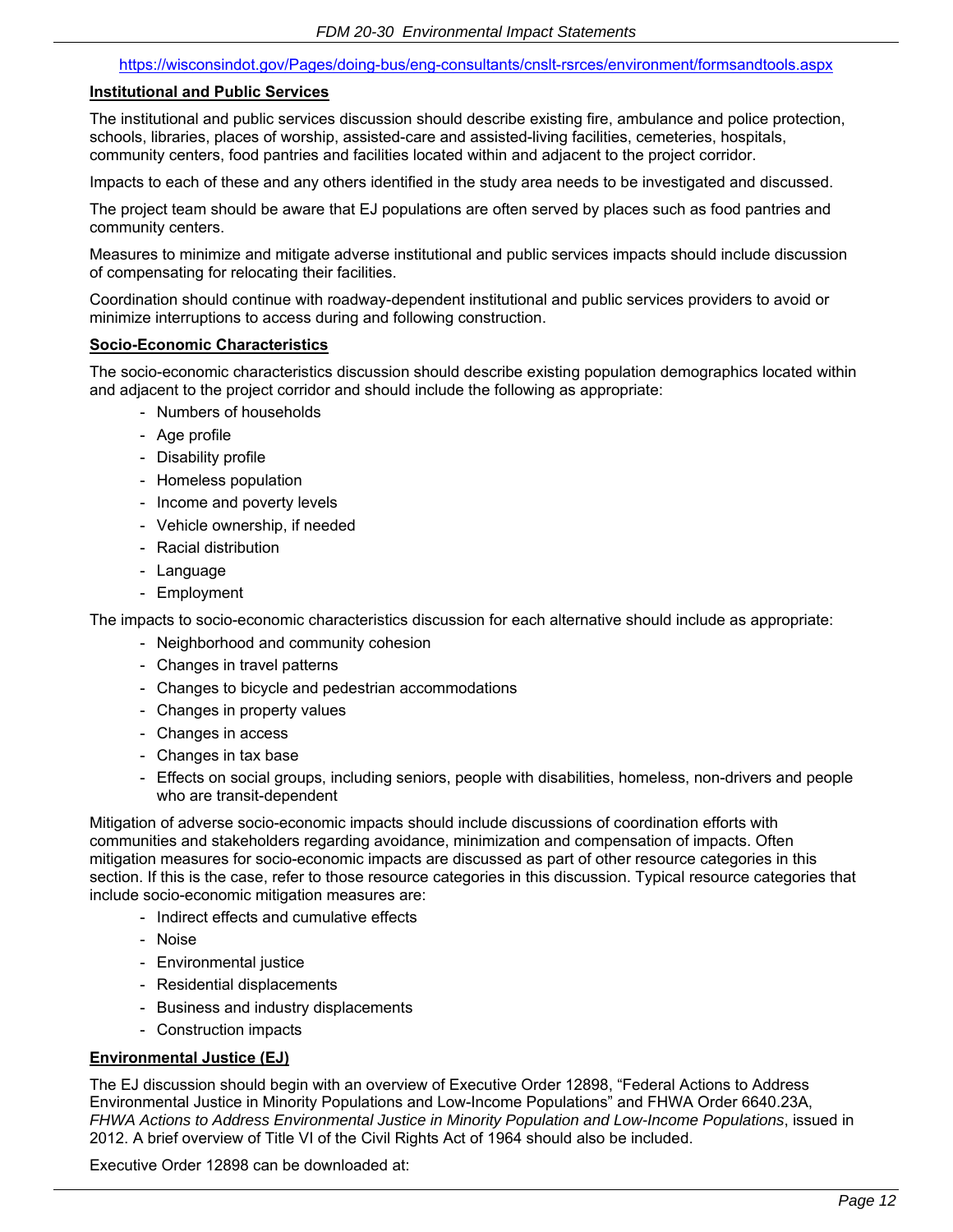https://wisconsindot.gov/Pages/doing-bus/eng-consultants/cnslt-rsrces/environment/formsandtools.aspx

**Institutional and Public Services**

The institutional and public services discussion should describe existing fire, ambulance and police protection, schools, libraries, places of worship, assisted-care and assisted-living facilities, cemeteries, hospitals, community centers, food pantries and facilities located within and adjacent to the project corridor.

Impacts to each of these and any others identified in the study area needs to be investigated and discussed.

The project team should be aware that EJ populations are often served by places such as food pantries and community centers.

Measures to minimize and mitigate adverse institutional and public services impacts should include discussion of compensating for relocating their facilities.

Coordination should continue with roadway-dependent institutional and public services providers to avoid or minimize interruptions to access during and following construction.

**Socio-Economic Characteristics**

The socio-economic characteristics discussion should describe existing population demographics located within and adjacent to the project corridor and should include the following as appropriate:

- Numbers of households
- Age profile
- Disability profile
- Homeless population
- Income and poverty levels
- Vehicle ownership, if needed
- Racial distribution
- Language
- Employment

The impacts to socio-economic characteristics discussion for each alternative should include as appropriate:

- Neighborhood and community cohesion
- Changes in travel patterns
- Changes to bicycle and pedestrian accommodations
- Changes in property values
- Changes in access
- Changes in tax base
- Effects on social groups, including seniors, people with disabilities, homeless, non-drivers and people who are transit-dependent

Mitigation of adverse socio-economic impacts should include discussions of coordination efforts with communities and stakeholders regarding avoidance, minimization and compensation of impacts. Often mitigation measures for socio-economic impacts are discussed as part of other resource categories in this section. If this is the case, refer to those resource categories in this discussion. Typical resource categories that include socio-economic mitigation measures are:

- Indirect effects and cumulative effects
- Noise
- Environmental justice
- Residential displacements
- Business and industry displacements
- Construction impacts

**Environmental Justice (EJ)**

The EJ discussion should begin with an overview of Executive Order 12898, "Federal Actions to Address Environmental Justice in Minority Populations and Low-Income Populations" and FHWA Order 6640.23A, *FHWA Actions to Address Environmental Justice in Minority Population and Low-Income Populations*, issued in 2012. A brief overview of Title VI of the Civil Rights Act of 1964 should also be included.

Executive Order 12898 can be downloaded at: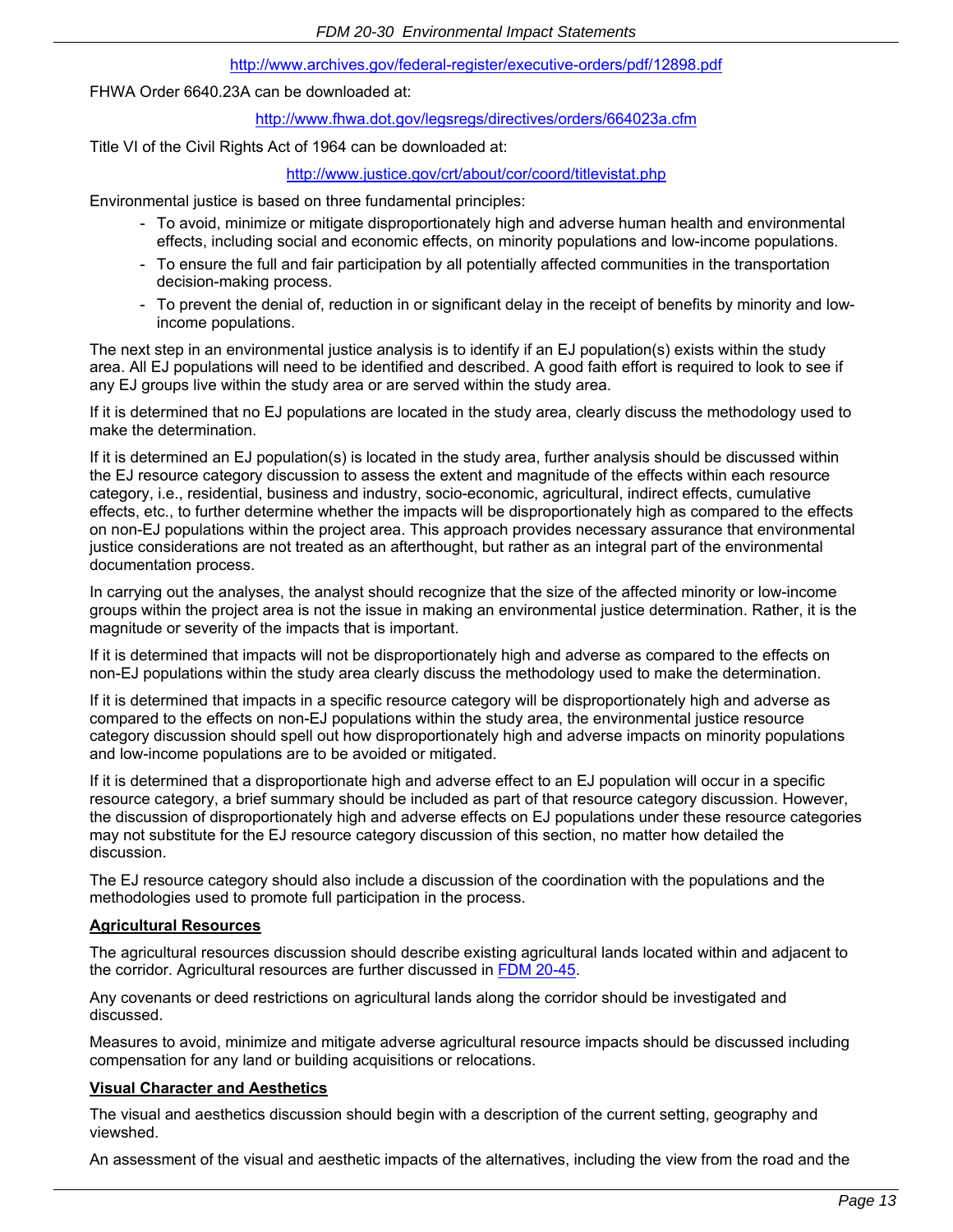http://www.archives.gov/federal-register/executive-orders/pdf/12898.pdf

FHWA Order 6640.23A can be downloaded at:

http://www.fhwa.dot.gov/legsregs/directives/orders/664023a.cfm

Title VI of the Civil Rights Act of 1964 can be downloaded at:

http://www.justice.gov/crt/about/cor/coord/titlevistat.php

Environmental justice is based on three fundamental principles:

- To avoid, minimize or mitigate disproportionately high and adverse human health and environmental effects, including social and economic effects, on minority populations and low-income populations.
- To ensure the full and fair participation by all potentially affected communities in the transportation decision-making process.
- To prevent the denial of, reduction in or significant delay in the receipt of benefits by minority and low-income populations.

The next step in an environmental justice analysis is to identify if an EJ population(s) exists within the study area. All EJ populations will need to be identified and described. A good faith effort is required to look to see if any EJ groups live within the study area or are served within the study area.

If it is determined that no EJ populations are located in the study area, clearly discuss the methodology used to make the determination.

If it is determined an EJ population(s) is located in the study area, further analysis should be discussed within the EJ resource category discussion to assess the extent and magnitude of the effects within each resource category, i.e., residential, business and industry, socio-economic, agricultural, indirect effects, cumulative effects, etc., to further determine whether the impacts will be disproportionately high as compared to the effects on non-EJ populations within the project area. This approach provides necessary assurance that environmental justice considerations are not treated as an afterthought, but rather as an integral part of the environmental documentation process.

In carrying out the analyses, the analyst should recognize that the size of the affected minority or low-income groups within the project area is not the issue in making an environmental justice determination. Rather, it is the magnitude or severity of the impacts that is important.

If it is determined that impacts will not be disproportionately high and adverse as compared to the effects on non-EJ populations within the study area clearly discuss the methodology used to make the determination.

If it is determined that impacts in a specific resource category will be disproportionately high and adverse as compared to the effects on non-EJ populations within the study area, the environmental justice resource category discussion should spell out how disproportionately high and adverse impacts on minority populations and low-income populations are to be avoided or mitigated.

If it is determined that a disproportionate high and adverse effect to an EJ population will occur in a specific resource category, a brief summary should be included as part of that resource category discussion. However, the discussion of disproportionately high and adverse effects on EJ populations under these resource categories may not substitute for the EJ resource category discussion of this section, no matter how detailed the discussion.

The EJ resource category should also include a discussion of the coordination with the populations and the methodologies used to promote full participation in the process.

**Agricultural Resources**

The agricultural resources discussion should describe existing agricultural lands located within and adjacent to the corridor. Agricultural resources are further discussed in FDM 20-45.

Any covenants or deed restrictions on agricultural lands along the corridor should be investigated and discussed.

Measures to avoid, minimize and mitigate adverse agricultural resource impacts should be discussed including compensation for any land or building acquisitions or relocations.

**Visual Character and Aesthetics**

The visual and aesthetics discussion should begin with a description of the current setting, geography and viewshed.

An assessment of the visual and aesthetic impacts of the alternatives, including the view from the road and the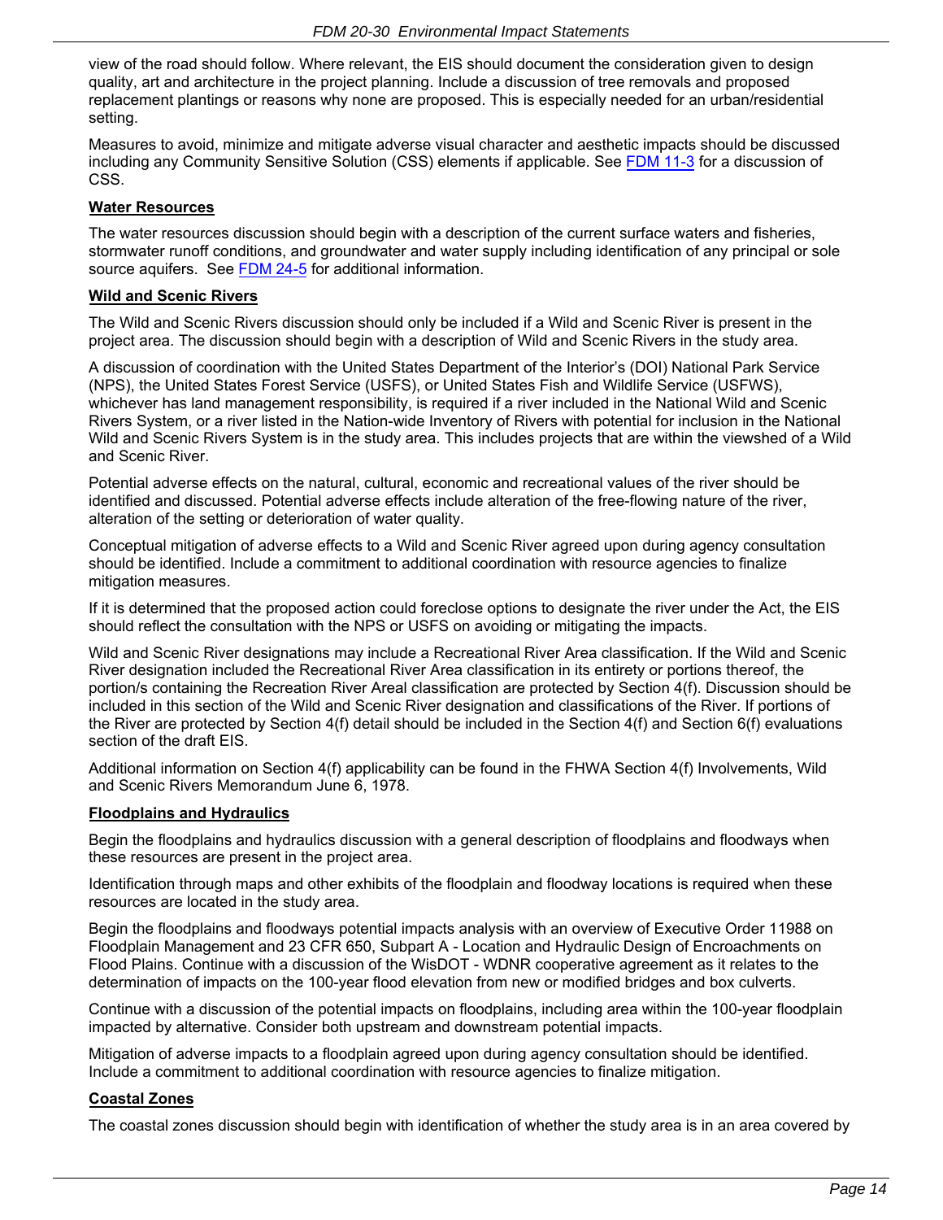view of the road should follow. Where relevant, the EIS should document the consideration given to design quality, art and architecture in the project planning. Include a discussion of tree removals and proposed replacement plantings or reasons why none are proposed. This is especially needed for an urban/residential setting.

Measures to avoid, minimize and mitigate adverse visual character and aesthetic impacts should be discussed including any Community Sensitive Solution (CSS) elements if applicable. See FDM 11-3 for a discussion of CSS.

**Water Resources**

The water resources discussion should begin with a description of the current surface waters and fisheries, stormwater runoff conditions, and groundwater and water supply including identification of any principal or sole source aquifers. See FDM 24-5 for additional information.

**Wild and Scenic Rivers**

The Wild and Scenic Rivers discussion should only be included if a Wild and Scenic River is present in the project area. The discussion should begin with a description of Wild and Scenic Rivers in the study area.

A discussion of coordination with the United States Department of the Interior's (DOI) National Park Service (NPS), the United States Forest Service (USFS), or United States Fish and Wildlife Service (USFWS), whichever has land management responsibility, is required if a river included in the National Wild and Scenic Rivers System, or a river listed in the Nation-wide Inventory of Rivers with potential for inclusion in the National Wild and Scenic Rivers System is in the study area. This includes projects that are within the viewshed of a Wild and Scenic River.

Potential adverse effects on the natural, cultural, economic and recreational values of the river should be identified and discussed. Potential adverse effects include alteration of the free-flowing nature of the river, alteration of the setting or deterioration of water quality.

Conceptual mitigation of adverse effects to a Wild and Scenic River agreed upon during agency consultation should be identified. Include a commitment to additional coordination with resource agencies to finalize mitigation measures.

If it is determined that the proposed action could foreclose options to designate the river under the Act, the EIS should reflect the consultation with the NPS or USFS on avoiding or mitigating the impacts.

Wild and Scenic River designations may include a Recreational River Area classification. If the Wild and Scenic River designation included the Recreational River Area classification in its entirety or portions thereof, the portion/s containing the Recreation River Areal classification are protected by Section 4(f). Discussion should be included in this section of the Wild and Scenic River designation and classifications of the River. If portions of the River are protected by Section 4(f) detail should be included in the Section 4(f) and Section 6(f) evaluations section of the draft EIS.

Additional information on Section 4(f) applicability can be found in the FHWA Section 4(f) Involvements, Wild and Scenic Rivers Memorandum June 6, 1978.

**Floodplains and Hydraulics**

Begin the floodplains and hydraulics discussion with a general description of floodplains and floodways when these resources are present in the project area.

Identification through maps and other exhibits of the floodplain and floodway locations is required when these resources are located in the study area.

Begin the floodplains and floodways potential impacts analysis with an overview of Executive Order 11988 on Floodplain Management and 23 CFR 650, Subpart A - Location and Hydraulic Design of Encroachments on Flood Plains. Continue with a discussion of the WisDOT - WDNR cooperative agreement as it relates to the determination of impacts on the 100-year flood elevation from new or modified bridges and box culverts.

Continue with a discussion of the potential impacts on floodplains, including area within the 100-year floodplain impacted by alternative. Consider both upstream and downstream potential impacts.

Mitigation of adverse impacts to a floodplain agreed upon during agency consultation should be identified. Include a commitment to additional coordination with resource agencies to finalize mitigation.

**Coastal Zones**

The coastal zones discussion should begin with identification of whether the study area is in an area covered by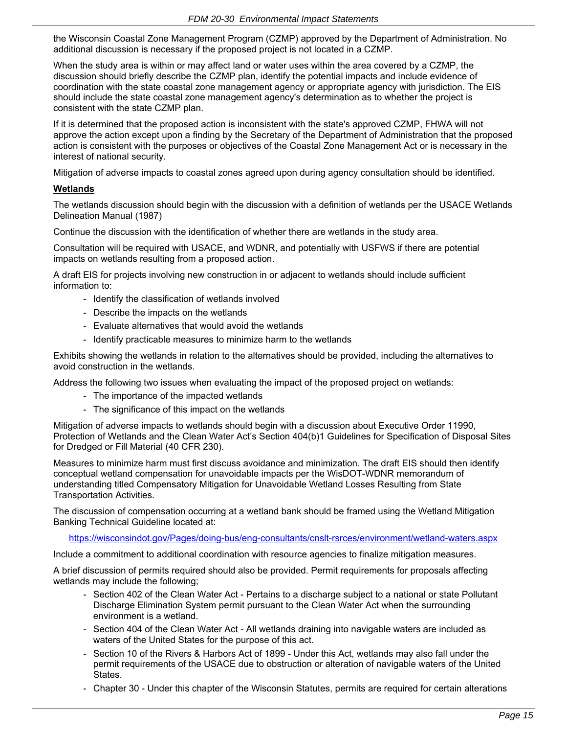the Wisconsin Coastal Zone Management Program (CZMP) approved by the Department of Administration. No additional discussion is necessary if the proposed project is not located in a CZMP.

When the study area is within or may affect land or water uses within the area covered by a CZMP, the discussion should briefly describe the CZMP plan, identify the potential impacts and include evidence of coordination with the state coastal zone management agency or appropriate agency with jurisdiction. The EIS should include the state coastal zone management agency's determination as to whether the project is consistent with the state CZMP plan.

If it is determined that the proposed action is inconsistent with the state's approved CZMP, FHWA will not approve the action except upon a finding by the Secretary of the Department of Administration that the proposed action is consistent with the purposes or objectives of the Coastal Zone Management Act or is necessary in the interest of national security.

Mitigation of adverse impacts to coastal zones agreed upon during agency consultation should be identified.

**Wetlands**

The wetlands discussion should begin with the discussion with a definition of wetlands per the USACE Wetlands Delineation Manual (1987)

Continue the discussion with the identification of whether there are wetlands in the study area.

Consultation will be required with USACE, and WDNR, and potentially with USFWS if there are potential impacts on wetlands resulting from a proposed action.

A draft EIS for projects involving new construction in or adjacent to wetlands should include sufficient information to:

- Identify the classification of wetlands involved
- Describe the impacts on the wetlands
- Evaluate alternatives that would avoid the wetlands
- Identify practicable measures to minimize harm to the wetlands

Exhibits showing the wetlands in relation to the alternatives should be provided, including the alternatives to avoid construction in the wetlands.

Address the following two issues when evaluating the impact of the proposed project on wetlands:

- The importance of the impacted wetlands
- The significance of this impact on the wetlands

Mitigation of adverse impacts to wetlands should begin with a discussion about Executive Order 11990, Protection of Wetlands and the Clean Water Act's Section 404(b)1 Guidelines for Specification of Disposal Sites for Dredged or Fill Material (40 CFR 230).

Measures to minimize harm must first discuss avoidance and minimization. The draft EIS should then identify conceptual wetland compensation for unavoidable impacts per the WisDOT-WDNR memorandum of understanding titled Compensatory Mitigation for Unavoidable Wetland Losses Resulting from State Transportation Activities.

The discussion of compensation occurring at a wetland bank should be framed using the Wetland Mitigation Banking Technical Guideline located at:

https://wisconsindot.gov/Pages/doing-bus/eng-consultants/cnslt-rsrces/environment/wetland-waters.aspx

Include a commitment to additional coordination with resource agencies to finalize mitigation measures.

A brief discussion of permits required should also be provided. Permit requirements for proposals affecting wetlands may include the following;

- Section 402 of the Clean Water Act - Pertains to a discharge subject to a national or state Pollutant Discharge Elimination System permit pursuant to the Clean Water Act when the surrounding environment is a wetland.
- Section 404 of the Clean Water Act - All wetlands draining into navigable waters are included as waters of the United States for the purpose of this act.
- Section 10 of the Rivers & Harbors Act of 1899 - Under this Act, wetlands may also fall under the permit requirements of the USACE due to obstruction or alteration of navigable waters of the United States.
- Chapter 30 - Under this chapter of the Wisconsin Statutes, permits are required for certain alterations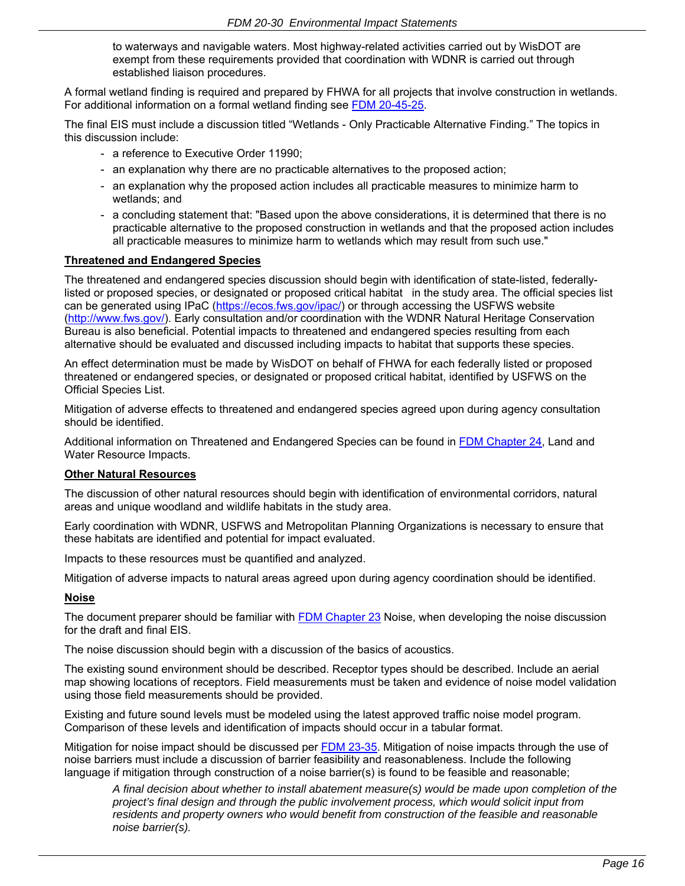to waterways and navigable waters. Most highway-related activities carried out by WisDOT are exempt from these requirements provided that coordination with WDNR is carried out through established liaison procedures.

A formal wetland finding is required and prepared by FHWA for all projects that involve construction in wetlands. For additional information on a formal wetland finding see [FDM 20-45-25](FDM 20-45-25).

The final EIS must include a discussion titled "Wetlands - Only Practicable Alternative Finding." The topics in this discussion include:

- a reference to Executive Order 11990;
- an explanation why there are no practicable alternatives to the proposed action;
- an explanation why the proposed action includes all practicable measures to minimize harm to wetlands; and
- a concluding statement that: "Based upon the above considerations, it is determined that there is no practicable alternative to the proposed construction in wetlands and that the proposed action includes all practicable measures to minimize harm to wetlands which may result from such use."

**Threatened and Endangered Species**

The threatened and endangered species discussion should begin with identification of state-listed, federally-listed or proposed species, or designated or proposed critical habitat in the study area. The official species list can be generated using IPaC (https://ecos.fws.gov/ipac/) or through accessing the USFWS website (http://www.fws.gov/). Early consultation and/or coordination with the WDNR Natural Heritage Conservation Bureau is also beneficial. Potential impacts to threatened and endangered species resulting from each alternative should be evaluated and discussed including impacts to habitat that supports these species.

An effect determination must be made by WisDOT on behalf of FHWA for each federally listed or proposed threatened or endangered species, or designated or proposed critical habitat, identified by USFWS on the Official Species List.

Mitigation of adverse effects to threatened and endangered species agreed upon during agency consultation should be identified.

Additional information on Threatened and Endangered Species can be found in FDM Chapter 24, Land and Water Resource Impacts.

**Other Natural Resources**

The discussion of other natural resources should begin with identification of environmental corridors, natural areas and unique woodland and wildlife habitats in the study area.

Early coordination with WDNR, USFWS and Metropolitan Planning Organizations is necessary to ensure that these habitats are identified and potential for impact evaluated.

Impacts to these resources must be quantified and analyzed.

Mitigation of adverse impacts to natural areas agreed upon during agency coordination should be identified.

**Noise**

The document preparer should be familiar with FDM Chapter 23 Noise, when developing the noise discussion for the draft and final EIS.

The noise discussion should begin with a discussion of the basics of acoustics.

The existing sound environment should be described. Receptor types should be described. Include an aerial map showing locations of receptors. Field measurements must be taken and evidence of noise model validation using those field measurements should be provided.

Existing and future sound levels must be modeled using the latest approved traffic noise model program. Comparison of these levels and identification of impacts should occur in a tabular format.

Mitigation for noise impact should be discussed per FDM 23-35. Mitigation of noise impacts through the use of noise barriers must include a discussion of barrier feasibility and reasonableness. Include the following language if mitigation through construction of a noise barrier(s) is found to be feasible and reasonable;

> *A final decision about whether to install abatement measure(s) would be made upon completion of the project's final design and through the public involvement process, which would solicit input from residents and property owners who would benefit from construction of the feasible and reasonable noise barrier(s).*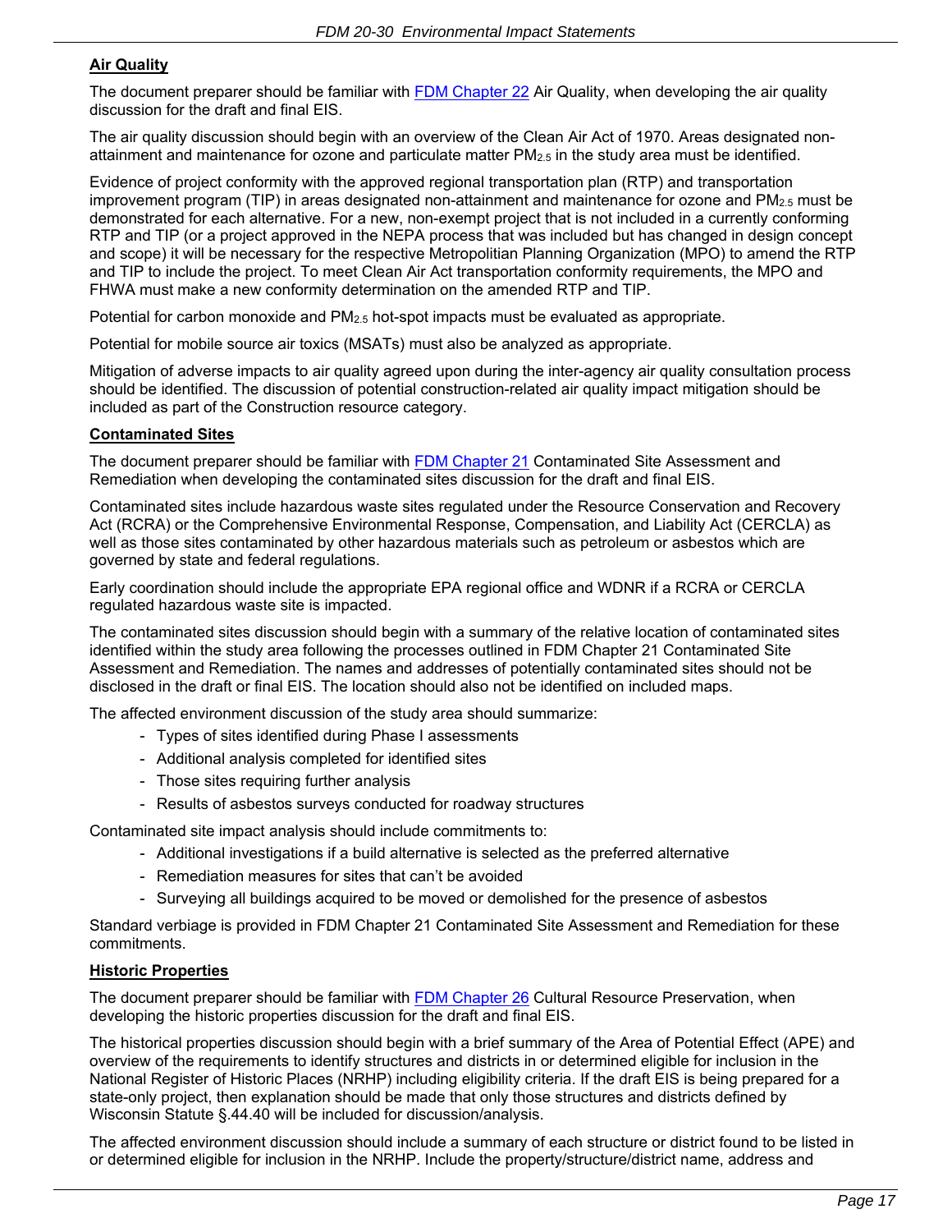## Air Quality

The document preparer should be familiar with FDM Chapter 22 Air Quality, when developing the air quality discussion for the draft and final EIS.

The air quality discussion should begin with an overview of the Clean Air Act of 1970. Areas designated non-attainment and maintenance for ozone and particulate matter $PM_{2.5}$ in the study area must be identified.

Evidence of project conformity with the approved regional transportation plan (RTP) and transportation improvement program (TIP) in areas designated non-attainment and maintenance for ozone and $PM_{2.5}$ must be demonstrated for each alternative. For a new, non-exempt project that is not included in a currently conforming RTP and TIP (or a project approved in the NEPA process that was included but has changed in design concept and scope) it will be necessary for the respective Metropolitian Planning Organization (MPO) to amend the RTP and TIP to include the project. To meet Clean Air Act transportation conformity requirements, the MPO and FHWA must make a new conformity determination on the amended RTP and TIP.

Potential for carbon monoxide and $PM_{2.5}$ hot-spot impacts must be evaluated as appropriate.

Potential for mobile source air toxics (MSATs) must also be analyzed as appropriate.

Mitigation of adverse impacts to air quality agreed upon during the inter-agency air quality consultation process should be identified. The discussion of potential construction-related air quality impact mitigation should be included as part of the Construction resource category.

## Contaminated Sites

The document preparer should be familiar with FDM Chapter 21 Contaminated Site Assessment and Remediation when developing the contaminated sites discussion for the draft and final EIS.

Contaminated sites include hazardous waste sites regulated under the Resource Conservation and Recovery Act (RCRA) or the Comprehensive Environmental Response, Compensation, and Liability Act (CERCLA) as well as those sites contaminated by other hazardous materials such as petroleum or asbestos which are governed by state and federal regulations.

Early coordination should include the appropriate EPA regional office and WDNR if a RCRA or CERCLA regulated hazardous waste site is impacted.

The contaminated sites discussion should begin with a summary of the relative location of contaminated sites identified within the study area following the processes outlined in FDM Chapter 21 Contaminated Site Assessment and Remediation. The names and addresses of potentially contaminated sites should not be disclosed in the draft or final EIS. The location should also not be identified on included maps.

The affected environment discussion of the study area should summarize:

- Types of sites identified during Phase I assessments
- Additional analysis completed for identified sites
- Those sites requiring further analysis
- Results of asbestos surveys conducted for roadway structures

Contaminated site impact analysis should include commitments to:

- Additional investigations if a build alternative is selected as the preferred alternative
- Remediation measures for sites that can't be avoided
- Surveying all buildings acquired to be moved or demolished for the presence of asbestos

Standard verbiage is provided in FDM Chapter 21 Contaminated Site Assessment and Remediation for these commitments.

## Historic Properties

The document preparer should be familiar with FDM Chapter 26 Cultural Resource Preservation, when developing the historic properties discussion for the draft and final EIS.

The historical properties discussion should begin with a brief summary of the Area of Potential Effect (APE) and overview of the requirements to identify structures and districts in or determined eligible for inclusion in the National Register of Historic Places (NRHP) including eligibility criteria. If the draft EIS is being prepared for a state-only project, then explanation should be made that only those structures and districts defined by Wisconsin Statute §.44.40 will be included for discussion/analysis.

The affected environment discussion should include a summary of each structure or district found to be listed in or determined eligible for inclusion in the NRHP. Include the property/structure/district name, address and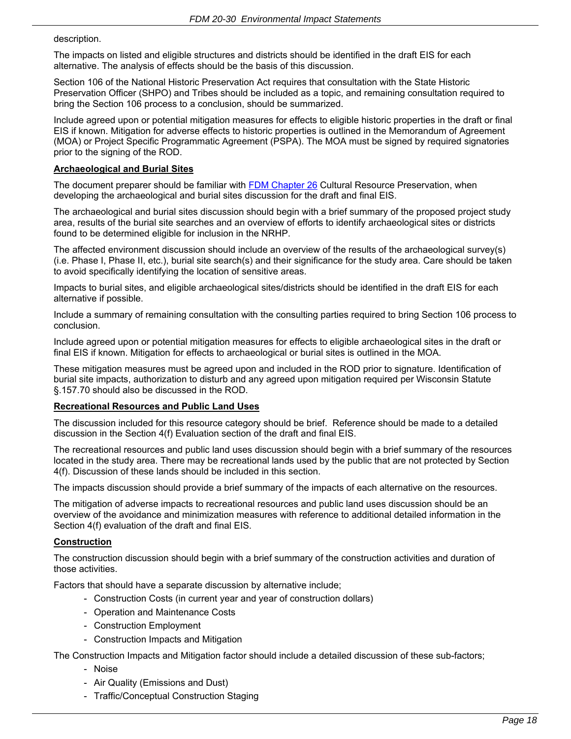description.

The impacts on listed and eligible structures and districts should be identified in the draft EIS for each alternative. The analysis of effects should be the basis of this discussion.

Section 106 of the National Historic Preservation Act requires that consultation with the State Historic Preservation Officer (SHPO) and Tribes should be included as a topic, and remaining consultation required to bring the Section 106 process to a conclusion, should be summarized.

Include agreed upon or potential mitigation measures for effects to eligible historic properties in the draft or final EIS if known. Mitigation for adverse effects to historic properties is outlined in the Memorandum of Agreement (MOA) or Project Specific Programmatic Agreement (PSPA). The MOA must be signed by required signatories prior to the signing of the ROD.

**Archaeological and Burial Sites**

The document preparer should be familiar with [FDM Chapter 26](FDM Chapter 26) Cultural Resource Preservation, when developing the archaeological and burial sites discussion for the draft and final EIS.

The archaeological and burial sites discussion should begin with a brief summary of the proposed project study area, results of the burial site searches and an overview of efforts to identify archaeological sites or districts found to be determined eligible for inclusion in the NRHP.

The affected environment discussion should include an overview of the results of the archaeological survey(s) (i.e. Phase I, Phase II, etc.), burial site search(s) and their significance for the study area. Care should be taken to avoid specifically identifying the location of sensitive areas.

Impacts to burial sites, and eligible archaeological sites/districts should be identified in the draft EIS for each alternative if possible.

Include a summary of remaining consultation with the consulting parties required to bring Section 106 process to conclusion.

Include agreed upon or potential mitigation measures for effects to eligible archaeological sites in the draft or final EIS if known. Mitigation for effects to archaeological or burial sites is outlined in the MOA.

These mitigation measures must be agreed upon and included in the ROD prior to signature. Identification of burial site impacts, authorization to disturb and any agreed upon mitigation required per Wisconsin Statute §.157.70 should also be discussed in the ROD.

**Recreational Resources and Public Land Uses**

The discussion included for this resource category should be brief. Reference should be made to a detailed discussion in the Section 4(f) Evaluation section of the draft and final EIS.

The recreational resources and public land uses discussion should begin with a brief summary of the resources located in the study area. There may be recreational lands used by the public that are not protected by Section 4(f). Discussion of these lands should be included in this section.

The impacts discussion should provide a brief summary of the impacts of each alternative on the resources.

The mitigation of adverse impacts to recreational resources and public land uses discussion should be an overview of the avoidance and minimization measures with reference to additional detailed information in the Section 4(f) evaluation of the draft and final EIS.

**Construction**

The construction discussion should begin with a brief summary of the construction activities and duration of those activities.

Factors that should have a separate discussion by alternative include;

- Construction Costs (in current year and year of construction dollars)
- Operation and Maintenance Costs
- Construction Employment
- Construction Impacts and Mitigation

The Construction Impacts and Mitigation factor should include a detailed discussion of these sub-factors;

- Noise
- Air Quality (Emissions and Dust)
- Traffic/Conceptual Construction Staging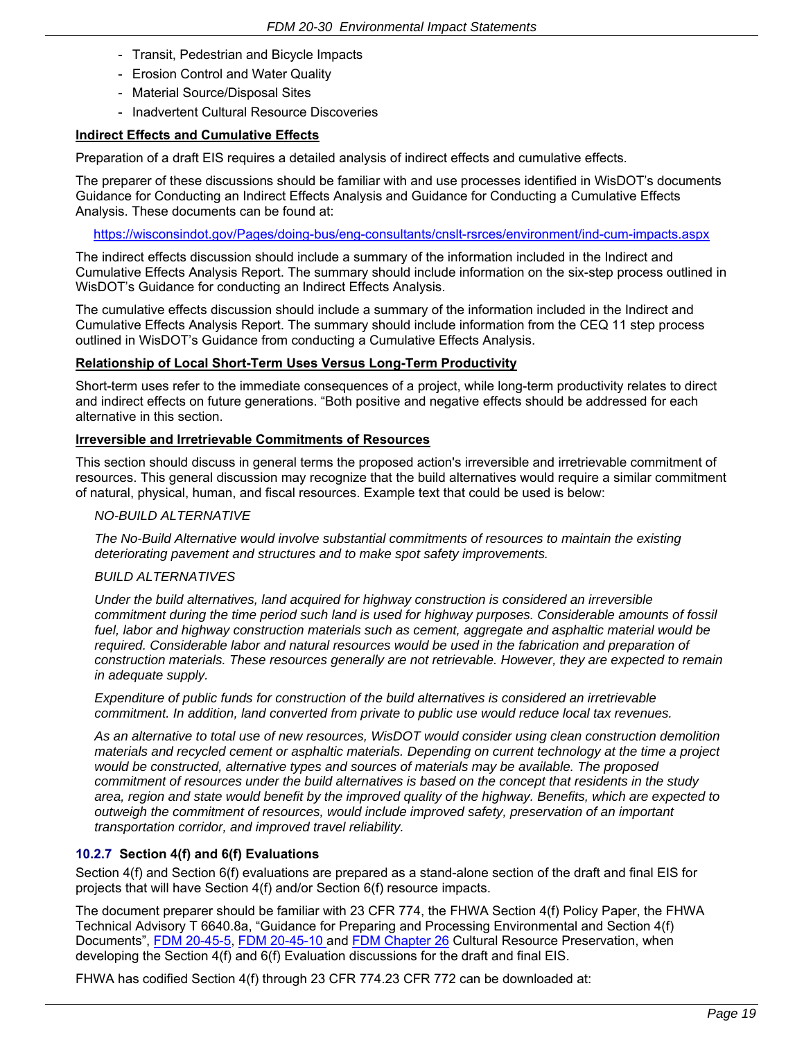- Transit, Pedestrian and Bicycle Impacts
- Erosion Control and Water Quality
- Material Source/Disposal Sites
- Inadvertent Cultural Resource Discoveries

**Indirect Effects and Cumulative Effects**

Preparation of a draft EIS requires a detailed analysis of indirect effects and cumulative effects.

The preparer of these discussions should be familiar with and use processes identified in WisDOT's documents Guidance for Conducting an Indirect Effects Analysis and Guidance for Conducting a Cumulative Effects Analysis. These documents can be found at:

https://wisconsindot.gov/Pages/doing-bus/eng-consultants/cnslt-rsrces/environment/ind-cum-impacts.aspx

The indirect effects discussion should include a summary of the information included in the Indirect and Cumulative Effects Analysis Report. The summary should include information on the six-step process outlined in WisDOT's Guidance for conducting an Indirect Effects Analysis.

The cumulative effects discussion should include a summary of the information included in the Indirect and Cumulative Effects Analysis Report. The summary should include information from the CEQ 11 step process outlined in WisDOT's Guidance from conducting a Cumulative Effects Analysis.

**Relationship of Local Short-Term Uses Versus Long-Term Productivity**

Short-term uses refer to the immediate consequences of a project, while long-term productivity relates to direct and indirect effects on future generations. "Both positive and negative effects should be addressed for each alternative in this section.

**Irreversible and Irretrievable Commitments of Resources**

This section should discuss in general terms the proposed action's irreversible and irretrievable commitment of resources. This general discussion may recognize that the build alternatives would require a similar commitment of natural, physical, human, and fiscal resources. Example text that could be used is below:

*NO-BUILD ALTERNATIVE*

*The No-Build Alternative would involve substantial commitments of resources to maintain the existing deteriorating pavement and structures and to make spot safety improvements.*

*BUILD ALTERNATIVES*

*Under the build alternatives, land acquired for highway construction is considered an irreversible commitment during the time period such land is used for highway purposes. Considerable amounts of fossil fuel, labor and highway construction materials such as cement, aggregate and asphaltic material would be required. Considerable labor and natural resources would be used in the fabrication and preparation of construction materials. These resources generally are not retrievable. However, they are expected to remain in adequate supply.*

*Expenditure of public funds for construction of the build alternatives is considered an irretrievable commitment. In addition, land converted from private to public use would reduce local tax revenues.*

*As an alternative to total use of new resources, WisDOT would consider using clean construction demolition materials and recycled cement or asphaltic materials. Depending on current technology at the time a project would be constructed, alternative types and sources of materials may be available. The proposed commitment of resources under the build alternatives is based on the concept that residents in the study area, region and state would benefit by the improved quality of the highway. Benefits, which are expected to outweigh the commitment of resources, would include improved safety, preservation of an important transportation corridor, and improved travel reliability.*

### 10.2.7 Section 4(f) and 6(f) Evaluations

Section 4(f) and Section 6(f) evaluations are prepared as a stand-alone section of the draft and final EIS for projects that will have Section 4(f) and/or Section 6(f) resource impacts.

The document preparer should be familiar with 23 CFR 774, the FHWA Section 4(f) Policy Paper, the FHWA Technical Advisory T 6640.8a, "Guidance for Preparing and Processing Environmental and Section 4(f) Documents", FDM 20-45-5, FDM 20-45-10 and FDM Chapter 26 Cultural Resource Preservation, when developing the Section 4(f) and 6(f) Evaluation discussions for the draft and final EIS.

FHWA has codified Section 4(f) through 23 CFR 774.23 CFR 772 can be downloaded at: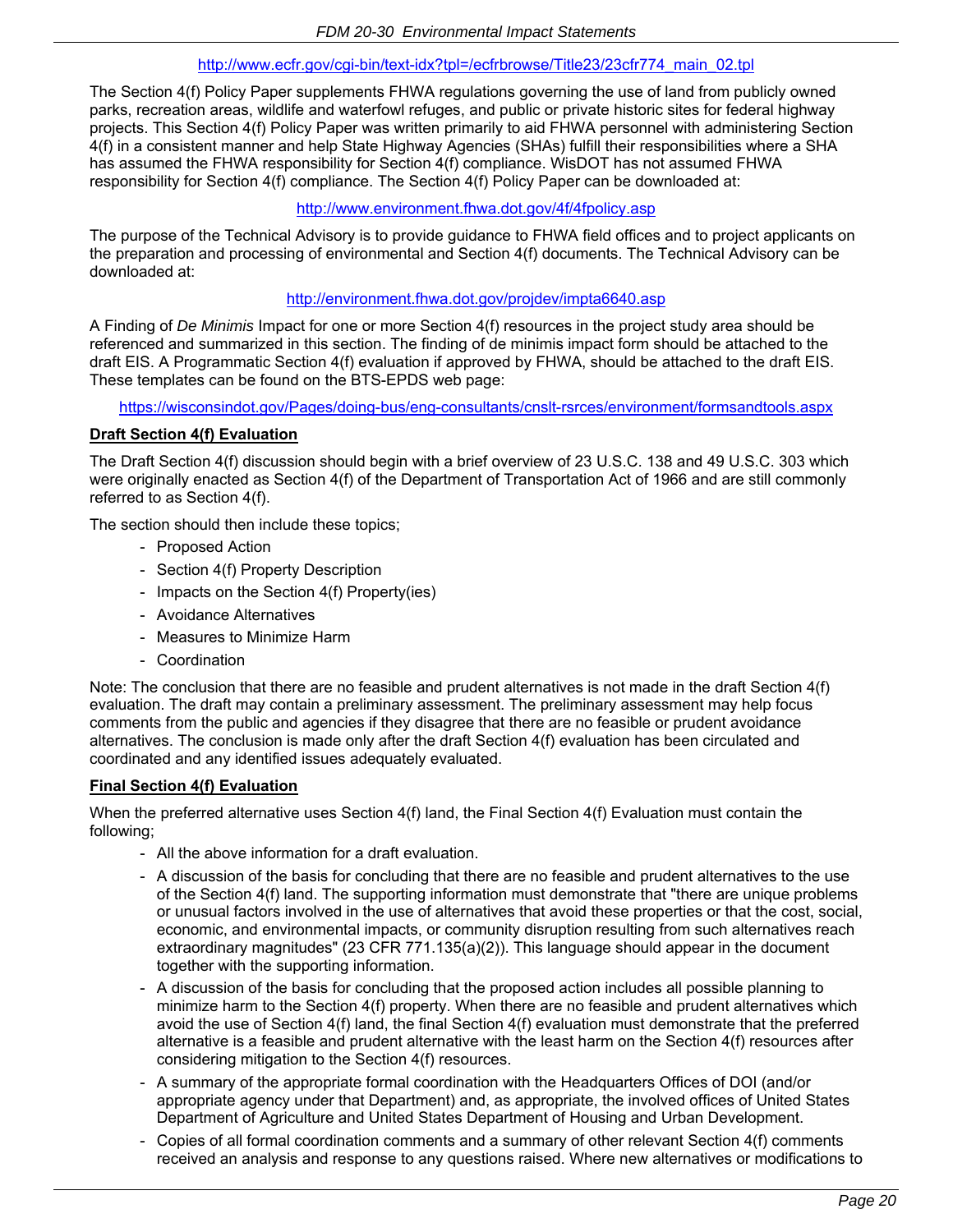http://www.ecfr.gov/cgi-bin/text-idx?tpl=/ecfrbrowse/Title23/23cfr774_main_02.tpl

The Section 4(f) Policy Paper supplements FHWA regulations governing the use of land from publicly owned parks, recreation areas, wildlife and waterfowl refuges, and public or private historic sites for federal highway projects. This Section 4(f) Policy Paper was written primarily to aid FHWA personnel with administering Section 4(f) in a consistent manner and help State Highway Agencies (SHAs) fulfill their responsibilities where a SHA has assumed the FHWA responsibility for Section 4(f) compliance. WisDOT has not assumed FHWA responsibility for Section 4(f) compliance. The Section 4(f) Policy Paper can be downloaded at:

http://www.environment.fhwa.dot.gov/4f/4fpolicy.asp

The purpose of the Technical Advisory is to provide guidance to FHWA field offices and to project applicants on the preparation and processing of environmental and Section 4(f) documents. The Technical Advisory can be downloaded at:

http://environment.fhwa.dot.gov/projdev/impta6640.asp

A Finding of *De Minimis* Impact for one or more Section 4(f) resources in the project study area should be referenced and summarized in this section. The finding of de minimis impact form should be attached to the draft EIS. A Programmatic Section 4(f) evaluation if approved by FHWA, should be attached to the draft EIS. These templates can be found on the BTS-EPDS web page:

https://wisconsindot.gov/Pages/doing-bus/eng-consultants/cnslt-rsrces/environment/formsandtools.aspx

**Draft Section 4(f) Evaluation**

The Draft Section 4(f) discussion should begin with a brief overview of 23 U.S.C. 138 and 49 U.S.C. 303 which were originally enacted as Section 4(f) of the Department of Transportation Act of 1966 and are still commonly referred to as Section 4(f).

The section should then include these topics;

- Proposed Action
- Section 4(f) Property Description
- Impacts on the Section 4(f) Property(ies)
- Avoidance Alternatives
- Measures to Minimize Harm
- Coordination

Note: The conclusion that there are no feasible and prudent alternatives is not made in the draft Section 4(f) evaluation. The draft may contain a preliminary assessment. The preliminary assessment may help focus comments from the public and agencies if they disagree that there are no feasible or prudent avoidance alternatives. The conclusion is made only after the draft Section 4(f) evaluation has been circulated and coordinated and any identified issues adequately evaluated.

**Final Section 4(f) Evaluation**

When the preferred alternative uses Section 4(f) land, the Final Section 4(f) Evaluation must contain the following;

- All the above information for a draft evaluation.
- A discussion of the basis for concluding that there are no feasible and prudent alternatives to the use of the Section 4(f) land. The supporting information must demonstrate that "there are unique problems or unusual factors involved in the use of alternatives that avoid these properties or that the cost, social, economic, and environmental impacts, or community disruption resulting from such alternatives reach extraordinary magnitudes" (23 CFR 771.135(a)(2)). This language should appear in the document together with the supporting information.
- A discussion of the basis for concluding that the proposed action includes all possible planning to minimize harm to the Section 4(f) property. When there are no feasible and prudent alternatives which avoid the use of Section 4(f) land, the final Section 4(f) evaluation must demonstrate that the preferred alternative is a feasible and prudent alternative with the least harm on the Section 4(f) resources after considering mitigation to the Section 4(f) resources.
- A summary of the appropriate formal coordination with the Headquarters Offices of DOI (and/or appropriate agency under that Department) and, as appropriate, the involved offices of United States Department of Agriculture and United States Department of Housing and Urban Development.
- Copies of all formal coordination comments and a summary of other relevant Section 4(f) comments received an analysis and response to any questions raised. Where new alternatives or modifications to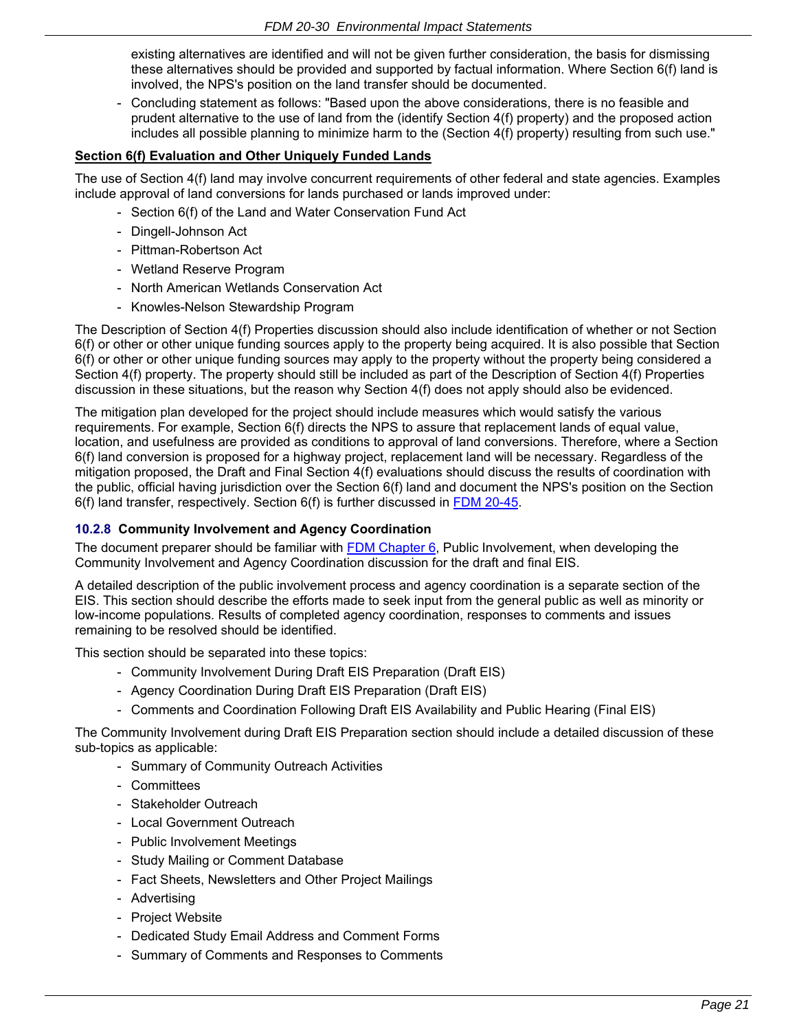existing alternatives are identified and will not be given further consideration, the basis for dismissing these alternatives should be provided and supported by factual information. Where Section 6(f) land is involved, the NPS's position on the land transfer should be documented.

- Concluding statement as follows: "Based upon the above considerations, there is no feasible and prudent alternative to the use of land from the (identify Section 4(f) property) and the proposed action includes all possible planning to minimize harm to the (Section 4(f) property) resulting from such use."

**Section 6(f) Evaluation and Other Uniquely Funded Lands**

The use of Section 4(f) land may involve concurrent requirements of other federal and state agencies. Examples include approval of land conversions for lands purchased or lands improved under:

- Section 6(f) of the Land and Water Conservation Fund Act
- Dingell-Johnson Act
- Pittman-Robertson Act
- Wetland Reserve Program
- North American Wetlands Conservation Act
- Knowles-Nelson Stewardship Program

The Description of Section 4(f) Properties discussion should also include identification of whether or not Section 6(f) or other or other unique funding sources apply to the property being acquired. It is also possible that Section 6(f) or other or other unique funding sources may apply to the property without the property being considered a Section 4(f) property. The property should still be included as part of the Description of Section 4(f) Properties discussion in these situations, but the reason why Section 4(f) does not apply should also be evidenced.

The mitigation plan developed for the project should include measures which would satisfy the various requirements. For example, Section 6(f) directs the NPS to assure that replacement lands of equal value, location, and usefulness are provided as conditions to approval of land conversions. Therefore, where a Section 6(f) land conversion is proposed for a highway project, replacement land will be necessary. Regardless of the mitigation proposed, the Draft and Final Section 4(f) evaluations should discuss the results of coordination with the public, official having jurisdiction over the Section 6(f) land and document the NPS's position on the Section 6(f) land transfer, respectively. Section 6(f) is further discussed in FDM 20-45.

### 10.2.8 Community Involvement and Agency Coordination

The document preparer should be familiar with FDM Chapter 6, Public Involvement, when developing the Community Involvement and Agency Coordination discussion for the draft and final EIS.

A detailed description of the public involvement process and agency coordination is a separate section of the EIS. This section should describe the efforts made to seek input from the general public as well as minority or low-income populations. Results of completed agency coordination, responses to comments and issues remaining to be resolved should be identified.

This section should be separated into these topics:

- Community Involvement During Draft EIS Preparation (Draft EIS)
- Agency Coordination During Draft EIS Preparation (Draft EIS)
- Comments and Coordination Following Draft EIS Availability and Public Hearing (Final EIS)

The Community Involvement during Draft EIS Preparation section should include a detailed discussion of these sub-topics as applicable:

- Summary of Community Outreach Activities
- Committees
- Stakeholder Outreach
- Local Government Outreach
- Public Involvement Meetings
- Study Mailing or Comment Database
- Fact Sheets, Newsletters and Other Project Mailings
- Advertising
- Project Website
- Dedicated Study Email Address and Comment Forms
- Summary of Comments and Responses to Comments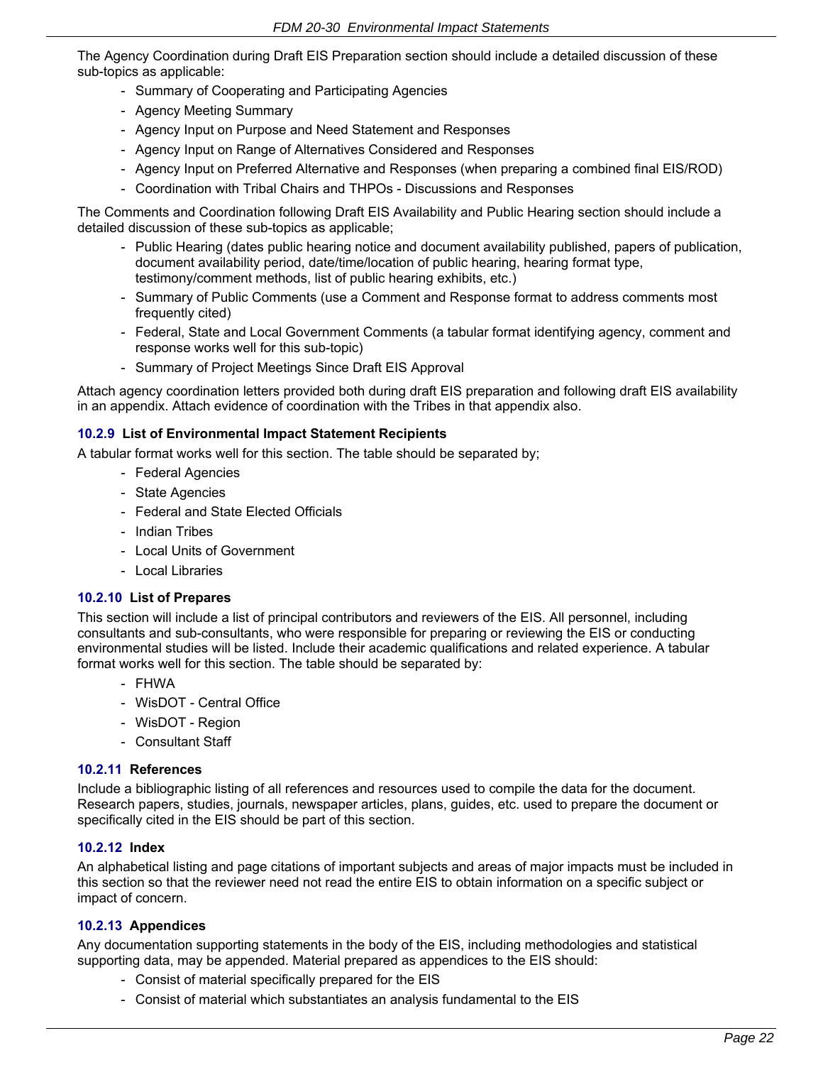The Agency Coordination during Draft EIS Preparation section should include a detailed discussion of these sub-topics as applicable:

- Summary of Cooperating and Participating Agencies
- Agency Meeting Summary
- Agency Input on Purpose and Need Statement and Responses
- Agency Input on Range of Alternatives Considered and Responses
- Agency Input on Preferred Alternative and Responses (when preparing a combined final EIS/ROD)
- Coordination with Tribal Chairs and THPOs - Discussions and Responses

The Comments and Coordination following Draft EIS Availability and Public Hearing section should include a detailed discussion of these sub-topics as applicable;

- Public Hearing (dates public hearing notice and document availability published, papers of publication, document availability period, date/time/location of public hearing, hearing format type, testimony/comment methods, list of public hearing exhibits, etc.)
- Summary of Public Comments (use a Comment and Response format to address comments most frequently cited)
- Federal, State and Local Government Comments (a tabular format identifying agency, comment and response works well for this sub-topic)
- Summary of Project Meetings Since Draft EIS Approval

Attach agency coordination letters provided both during draft EIS preparation and following draft EIS availability in an appendix. Attach evidence of coordination with the Tribes in that appendix also.

### 10.2.9 List of Environmental Impact Statement Recipients

A tabular format works well for this section. The table should be separated by;

- Federal Agencies
- State Agencies
- Federal and State Elected Officials
- Indian Tribes
- Local Units of Government
- Local Libraries

### 10.2.10 List of Prepares

This section will include a list of principal contributors and reviewers of the EIS. All personnel, including consultants and sub-consultants, who were responsible for preparing or reviewing the EIS or conducting environmental studies will be listed. Include their academic qualifications and related experience. A tabular format works well for this section. The table should be separated by:

- FHWA
- WisDOT - Central Office
- WisDOT - Region
- Consultant Staff

### 10.2.11 References

Include a bibliographic listing of all references and resources used to compile the data for the document. Research papers, studies, journals, newspaper articles, plans, guides, etc. used to prepare the document or specifically cited in the EIS should be part of this section.

### 10.2.12 Index

An alphabetical listing and page citations of important subjects and areas of major impacts must be included in this section so that the reviewer need not read the entire EIS to obtain information on a specific subject or impact of concern.

### 10.2.13 Appendices

Any documentation supporting statements in the body of the EIS, including methodologies and statistical supporting data, may be appended. Material prepared as appendices to the EIS should:

- Consist of material specifically prepared for the EIS
- Consist of material which substantiates an analysis fundamental to the EIS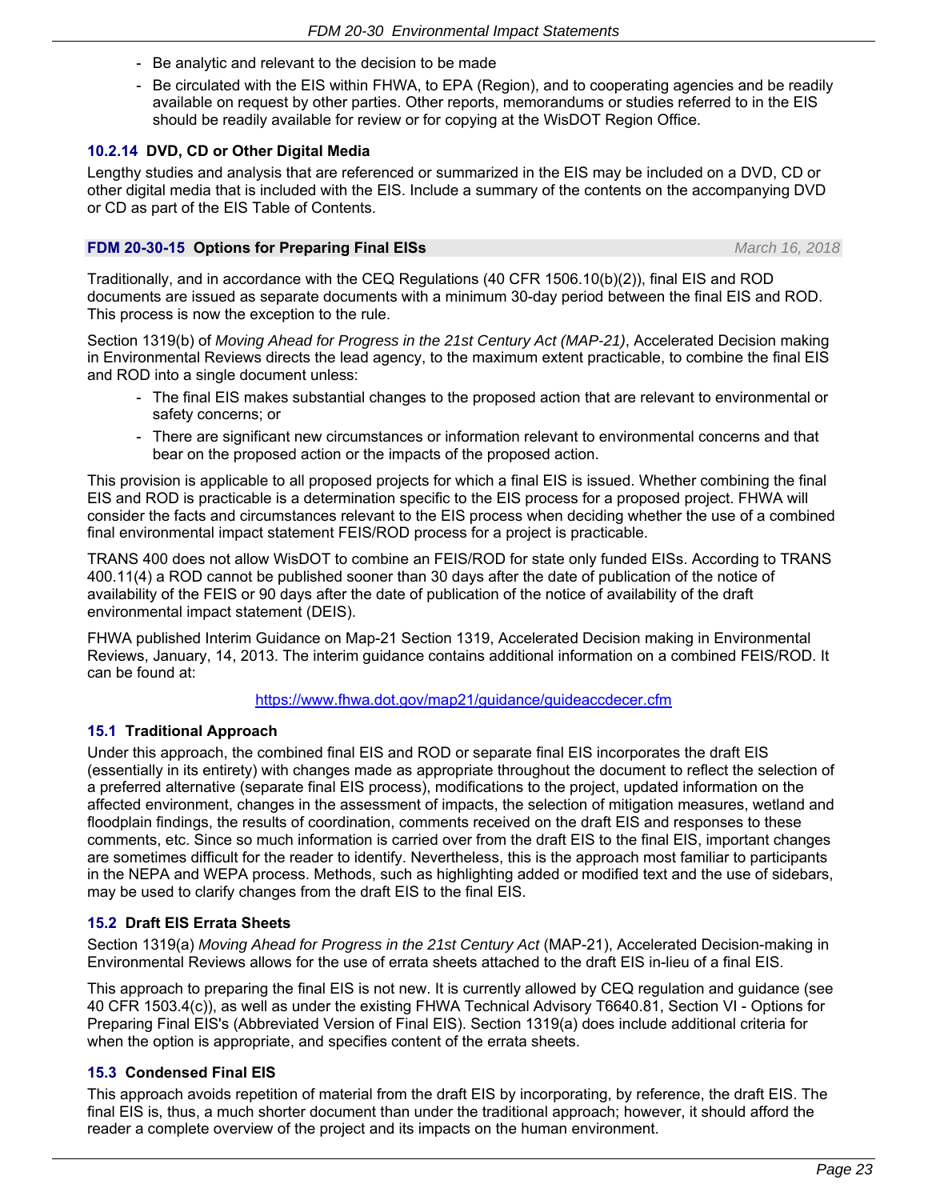- Be analytic and relevant to the decision to be made
- Be circulated with the EIS within FHWA, to EPA (Region), and to cooperating agencies and be readily available on request by other parties. Other reports, memorandums or studies referred to in the EIS should be readily available for review or for copying at the WisDOT Region Office.

### 10.2.14 DVD, CD or Other Digital Media

Lengthy studies and analysis that are referenced or summarized in the EIS may be included on a DVD, CD or other digital media that is included with the EIS. Include a summary of the contents on the accompanying DVD or CD as part of the EIS Table of Contents.

## FDM 20-30-15 Options for Preparing Final EISs

*March 16, 2018*

Traditionally, and in accordance with the CEQ Regulations (40 CFR 1506.10(b)(2)), final EIS and ROD documents are issued as separate documents with a minimum 30-day period between the final EIS and ROD. This process is now the exception to the rule.

Section 1319(b) of *Moving Ahead for Progress in the 21st Century Act (MAP-21)*, Accelerated Decision making in Environmental Reviews directs the lead agency, to the maximum extent practicable, to combine the final EIS and ROD into a single document unless:

- The final EIS makes substantial changes to the proposed action that are relevant to environmental or safety concerns; or
- There are significant new circumstances or information relevant to environmental concerns and that bear on the proposed action or the impacts of the proposed action.

This provision is applicable to all proposed projects for which a final EIS is issued. Whether combining the final EIS and ROD is practicable is a determination specific to the EIS process for a proposed project. FHWA will consider the facts and circumstances relevant to the EIS process when deciding whether the use of a combined final environmental impact statement FEIS/ROD process for a project is practicable.

TRANS 400 does not allow WisDOT to combine an FEIS/ROD for state only funded EISs. According to TRANS 400.11(4) a ROD cannot be published sooner than 30 days after the date of publication of the notice of availability of the FEIS or 90 days after the date of publication of the notice of availability of the draft environmental impact statement (DEIS).

FHWA published Interim Guidance on Map-21 Section 1319, Accelerated Decision making in Environmental Reviews, January, 14, 2013. The interim guidance contains additional information on a combined FEIS/ROD. It can be found at:

https://www.fhwa.dot.gov/map21/guidance/guideaccdecer.cfm

### 15.1 Traditional Approach

Under this approach, the combined final EIS and ROD or separate final EIS incorporates the draft EIS (essentially in its entirety) with changes made as appropriate throughout the document to reflect the selection of a preferred alternative (separate final EIS process), modifications to the project, updated information on the affected environment, changes in the assessment of impacts, the selection of mitigation measures, wetland and floodplain findings, the results of coordination, comments received on the draft EIS and responses to these comments, etc. Since so much information is carried over from the draft EIS to the final EIS, important changes are sometimes difficult for the reader to identify. Nevertheless, this is the approach most familiar to participants in the NEPA and WEPA process. Methods, such as highlighting added or modified text and the use of sidebars, may be used to clarify changes from the draft EIS to the final EIS.

### 15.2 Draft EIS Errata Sheets

Section 1319(a) *Moving Ahead for Progress in the 21st Century Act* (MAP-21), Accelerated Decision-making in Environmental Reviews allows for the use of errata sheets attached to the draft EIS in-lieu of a final EIS.

This approach to preparing the final EIS is not new. It is currently allowed by CEQ regulation and guidance (see 40 CFR 1503.4(c)), as well as under the existing FHWA Technical Advisory T6640.81, Section VI - Options for Preparing Final EIS's (Abbreviated Version of Final EIS). Section 1319(a) does include additional criteria for when the option is appropriate, and specifies content of the errata sheets.

### 15.3 Condensed Final EIS

This approach avoids repetition of material from the draft EIS by incorporating, by reference, the draft EIS. The final EIS is, thus, a much shorter document than under the traditional approach; however, it should afford the reader a complete overview of the project and its impacts on the human environment.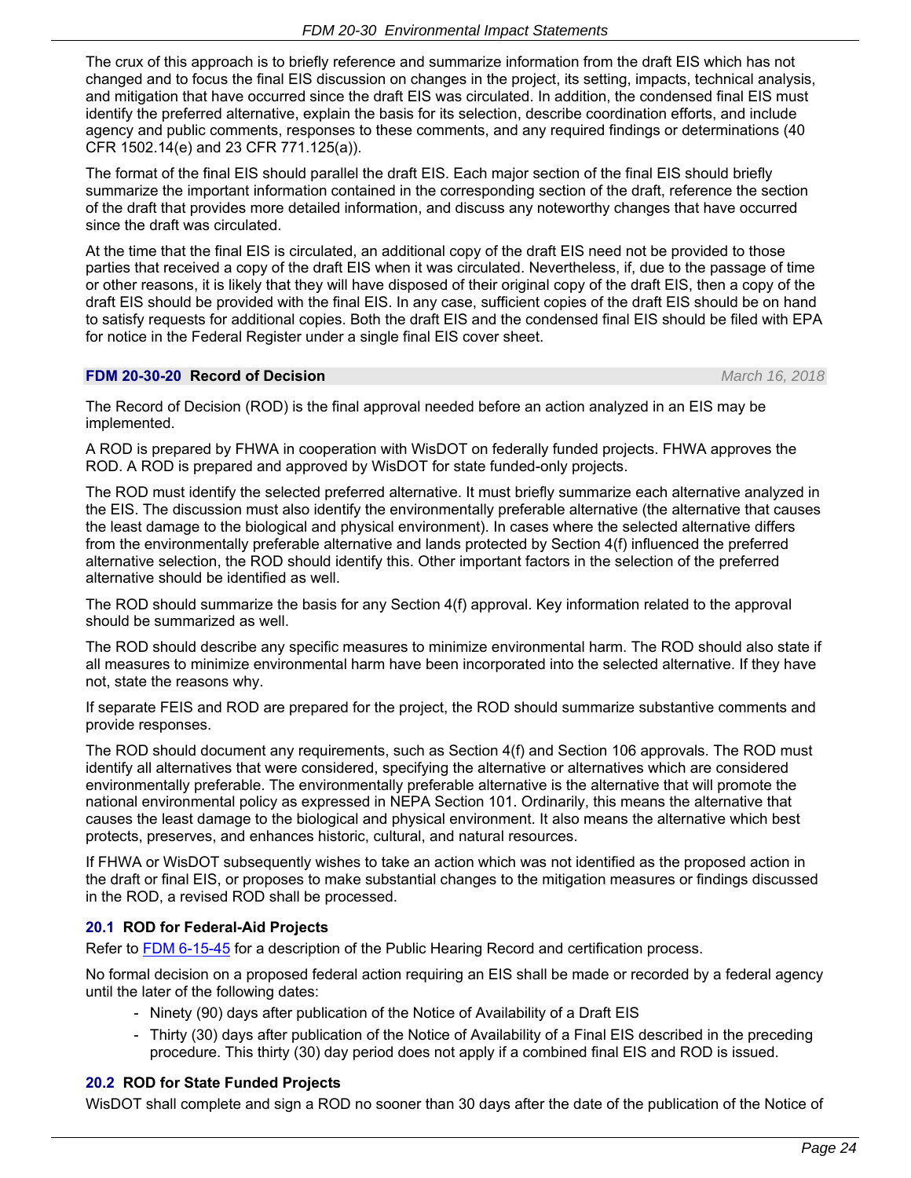The crux of this approach is to briefly reference and summarize information from the draft EIS which has not changed and to focus the final EIS discussion on changes in the project, its setting, impacts, technical analysis, and mitigation that have occurred since the draft EIS was circulated. In addition, the condensed final EIS must identify the preferred alternative, explain the basis for its selection, describe coordination efforts, and include agency and public comments, responses to these comments, and any required findings or determinations (40 CFR 1502.14(e) and 23 CFR 771.125(a)).

The format of the final EIS should parallel the draft EIS. Each major section of the final EIS should briefly summarize the important information contained in the corresponding section of the draft, reference the section of the draft that provides more detailed information, and discuss any noteworthy changes that have occurred since the draft was circulated.

At the time that the final EIS is circulated, an additional copy of the draft EIS need not be provided to those parties that received a copy of the draft EIS when it was circulated. Nevertheless, if, due to the passage of time or other reasons, it is likely that they will have disposed of their original copy of the draft EIS, then a copy of the draft EIS should be provided with the final EIS. In any case, sufficient copies of the draft EIS should be on hand to satisfy requests for additional copies. Both the draft EIS and the condensed final EIS should be filed with EPA for notice in the Federal Register under a single final EIS cover sheet.

## FDM 20-30-20 Record of Decision

*March 16, 2018*

The Record of Decision (ROD) is the final approval needed before an action analyzed in an EIS may be implemented.

A ROD is prepared by FHWA in cooperation with WisDOT on federally funded projects. FHWA approves the ROD. A ROD is prepared and approved by WisDOT for state funded-only projects.

The ROD must identify the selected preferred alternative. It must briefly summarize each alternative analyzed in the EIS. The discussion must also identify the environmentally preferable alternative (the alternative that causes the least damage to the biological and physical environment). In cases where the selected alternative differs from the environmentally preferable alternative and lands protected by Section 4(f) influenced the preferred alternative selection, the ROD should identify this. Other important factors in the selection of the preferred alternative should be identified as well.

The ROD should summarize the basis for any Section 4(f) approval. Key information related to the approval should be summarized as well.

The ROD should describe any specific measures to minimize environmental harm. The ROD should also state if all measures to minimize environmental harm have been incorporated into the selected alternative. If they have not, state the reasons why.

If separate FEIS and ROD are prepared for the project, the ROD should summarize substantive comments and provide responses.

The ROD should document any requirements, such as Section 4(f) and Section 106 approvals. The ROD must identify all alternatives that were considered, specifying the alternative or alternatives which are considered environmentally preferable. The environmentally preferable alternative is the alternative that will promote the national environmental policy as expressed in NEPA Section 101. Ordinarily, this means the alternative that causes the least damage to the biological and physical environment. It also means the alternative which best protects, preserves, and enhances historic, cultural, and natural resources.

If FHWA or WisDOT subsequently wishes to take an action which was not identified as the proposed action in the draft or final EIS, or proposes to make substantial changes to the mitigation measures or findings discussed in the ROD, a revised ROD shall be processed.

### 20.1 ROD for Federal-Aid Projects

Refer to FDM 6-15-45 for a description of the Public Hearing Record and certification process.

No formal decision on a proposed federal action requiring an EIS shall be made or recorded by a federal agency until the later of the following dates:

- Ninety (90) days after publication of the Notice of Availability of a Draft EIS
- Thirty (30) days after publication of the Notice of Availability of a Final EIS described in the preceding procedure. This thirty (30) day period does not apply if a combined final EIS and ROD is issued.

### 20.2 ROD for State Funded Projects

WisDOT shall complete and sign a ROD no sooner than 30 days after the date of the publication of the Notice of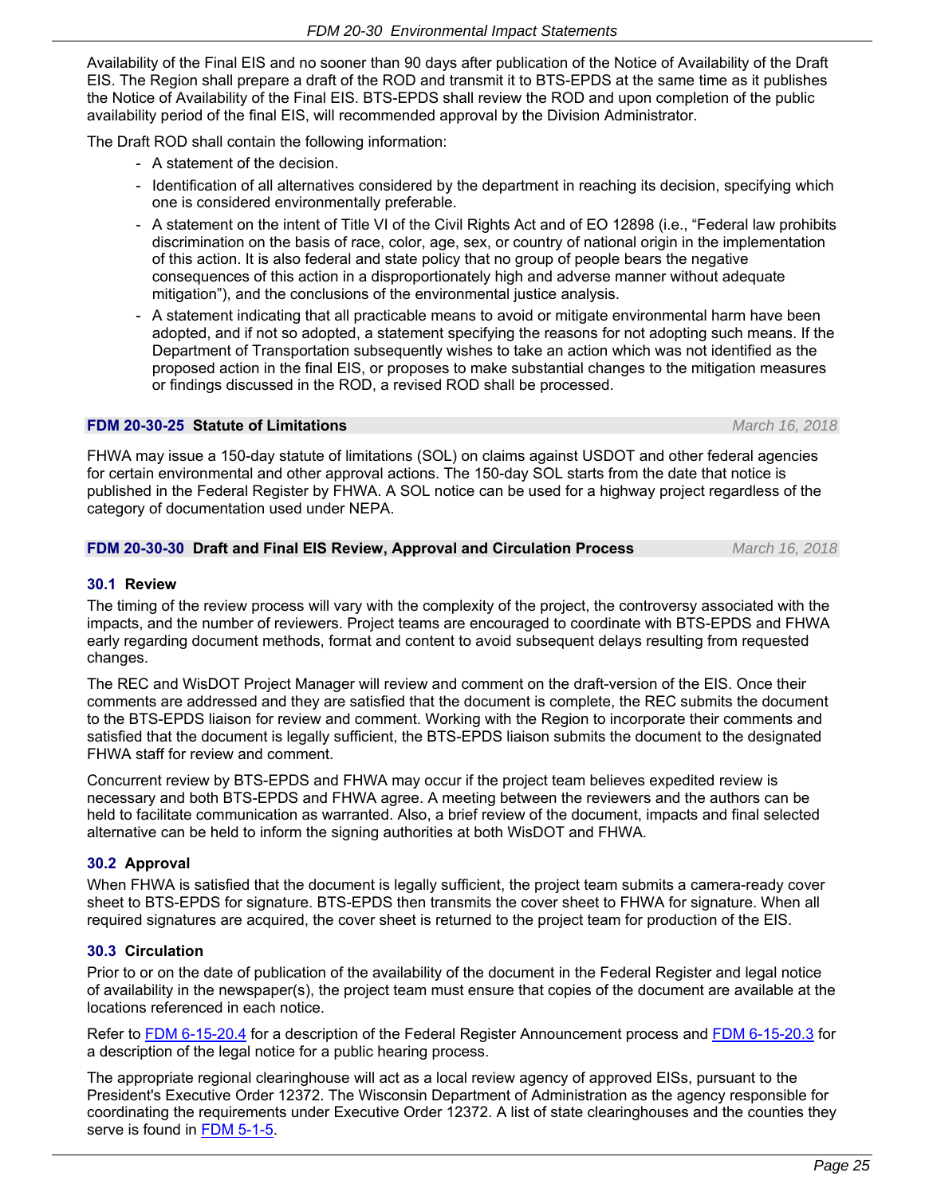Availability of the Final EIS and no sooner than 90 days after publication of the Notice of Availability of the Draft EIS. The Region shall prepare a draft of the ROD and transmit it to BTS-EPDS at the same time as it publishes the Notice of Availability of the Final EIS. BTS-EPDS shall review the ROD and upon completion of the public availability period of the final EIS, will recommended approval by the Division Administrator.

The Draft ROD shall contain the following information:

- A statement of the decision.
- Identification of all alternatives considered by the department in reaching its decision, specifying which one is considered environmentally preferable.
- A statement on the intent of Title VI of the Civil Rights Act and of EO 12898 (i.e., "Federal law prohibits discrimination on the basis of race, color, age, sex, or country of national origin in the implementation of this action. It is also federal and state policy that no group of people bears the negative consequences of this action in a disproportionately high and adverse manner without adequate mitigation"), and the conclusions of the environmental justice analysis.
- A statement indicating that all practicable means to avoid or mitigate environmental harm have been adopted, and if not so adopted, a statement specifying the reasons for not adopting such means. If the Department of Transportation subsequently wishes to take an action which was not identified as the proposed action in the final EIS, or proposes to make substantial changes to the mitigation measures or findings discussed in the ROD, a revised ROD shall be processed.

## FDM 20-30-25 Statute of Limitations *March 16, 2018*

FHWA may issue a 150-day statute of limitations (SOL) on claims against USDOT and other federal agencies for certain environmental and other approval actions. The 150-day SOL starts from the date that notice is published in the Federal Register by FHWA. A SOL notice can be used for a highway project regardless of the category of documentation used under NEPA.

## FDM 20-30-30 Draft and Final EIS Review, Approval and Circulation Process *March 16, 2018*

### 30.1 Review

The timing of the review process will vary with the complexity of the project, the controversy associated with the impacts, and the number of reviewers. Project teams are encouraged to coordinate with BTS-EPDS and FHWA early regarding document methods, format and content to avoid subsequent delays resulting from requested changes.

The REC and WisDOT Project Manager will review and comment on the draft-version of the EIS. Once their comments are addressed and they are satisfied that the document is complete, the REC submits the document to the BTS-EPDS liaison for review and comment. Working with the Region to incorporate their comments and satisfied that the document is legally sufficient, the BTS-EPDS liaison submits the document to the designated FHWA staff for review and comment.

Concurrent review by BTS-EPDS and FHWA may occur if the project team believes expedited review is necessary and both BTS-EPDS and FHWA agree. A meeting between the reviewers and the authors can be held to facilitate communication as warranted. Also, a brief review of the document, impacts and final selected alternative can be held to inform the signing authorities at both WisDOT and FHWA.

### 30.2 Approval

When FHWA is satisfied that the document is legally sufficient, the project team submits a camera-ready cover sheet to BTS-EPDS for signature. BTS-EPDS then transmits the cover sheet to FHWA for signature. When all required signatures are acquired, the cover sheet is returned to the project team for production of the EIS.

### 30.3 Circulation

Prior to or on the date of publication of the availability of the document in the Federal Register and legal notice of availability in the newspaper(s), the project team must ensure that copies of the document are available at the locations referenced in each notice.

Refer to FDM 6-15-20.4 for a description of the Federal Register Announcement process and FDM 6-15-20.3 for a description of the legal notice for a public hearing process.

The appropriate regional clearinghouse will act as a local review agency of approved EISs, pursuant to the President's Executive Order 12372. The Wisconsin Department of Administration as the agency responsible for coordinating the requirements under Executive Order 12372. A list of state clearinghouses and the counties they serve is found in FDM 5-1-5.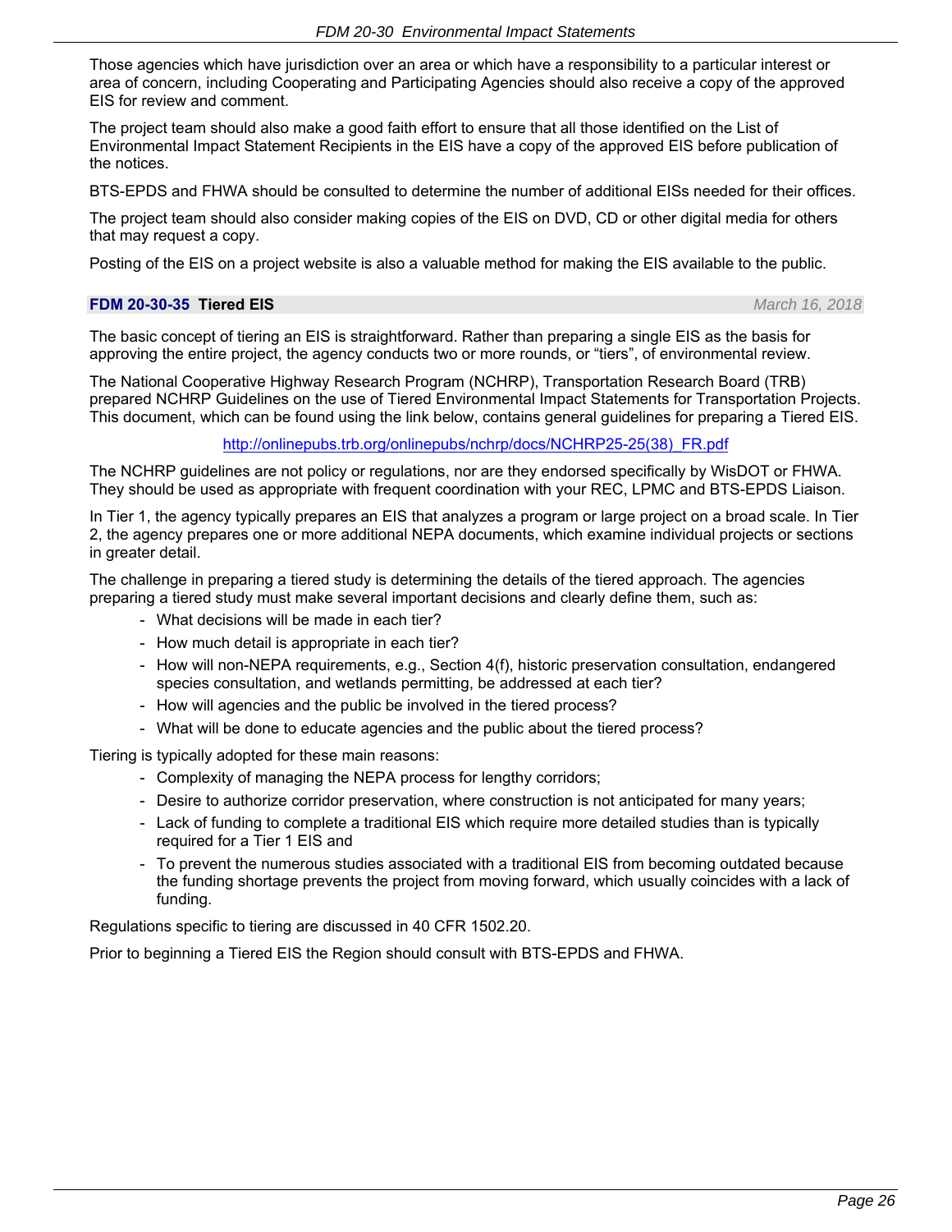Those agencies which have jurisdiction over an area or which have a responsibility to a particular interest or area of concern, including Cooperating and Participating Agencies should also receive a copy of the approved EIS for review and comment.

The project team should also make a good faith effort to ensure that all those identified on the List of Environmental Impact Statement Recipients in the EIS have a copy of the approved EIS before publication of the notices.

BTS-EPDS and FHWA should be consulted to determine the number of additional EISs needed for their offices.

The project team should also consider making copies of the EIS on DVD, CD or other digital media for others that may request a copy.

Posting of the EIS on a project website is also a valuable method for making the EIS available to the public.

## FDM 20-30-35 Tiered EIS

*March 16, 2018*

The basic concept of tiering an EIS is straightforward. Rather than preparing a single EIS as the basis for approving the entire project, the agency conducts two or more rounds, or "tiers", of environmental review.

The National Cooperative Highway Research Program (NCHRP), Transportation Research Board (TRB) prepared NCHRP Guidelines on the use of Tiered Environmental Impact Statements for Transportation Projects. This document, which can be found using the link below, contains general guidelines for preparing a Tiered EIS.

http://onlinepubs.trb.org/onlinepubs/nchrp/docs/NCHRP25-25(38)_FR.pdf

The NCHRP guidelines are not policy or regulations, nor are they endorsed specifically by WisDOT or FHWA. They should be used as appropriate with frequent coordination with your REC, LPMC and BTS-EPDS Liaison.

In Tier 1, the agency typically prepares an EIS that analyzes a program or large project on a broad scale. In Tier 2, the agency prepares one or more additional NEPA documents, which examine individual projects or sections in greater detail.

The challenge in preparing a tiered study is determining the details of the tiered approach. The agencies preparing a tiered study must make several important decisions and clearly define them, such as:

- What decisions will be made in each tier?
- How much detail is appropriate in each tier?
- How will non-NEPA requirements, e.g., Section 4(f), historic preservation consultation, endangered species consultation, and wetlands permitting, be addressed at each tier?
- How will agencies and the public be involved in the tiered process?
- What will be done to educate agencies and the public about the tiered process?

Tiering is typically adopted for these main reasons:

- Complexity of managing the NEPA process for lengthy corridors;
- Desire to authorize corridor preservation, where construction is not anticipated for many years;
- Lack of funding to complete a traditional EIS which require more detailed studies than is typically required for a Tier 1 EIS and
- To prevent the numerous studies associated with a traditional EIS from becoming outdated because the funding shortage prevents the project from moving forward, which usually coincides with a lack of funding.

Regulations specific to tiering are discussed in 40 CFR 1502.20.

Prior to beginning a Tiered EIS the Region should consult with BTS-EPDS and FHWA.